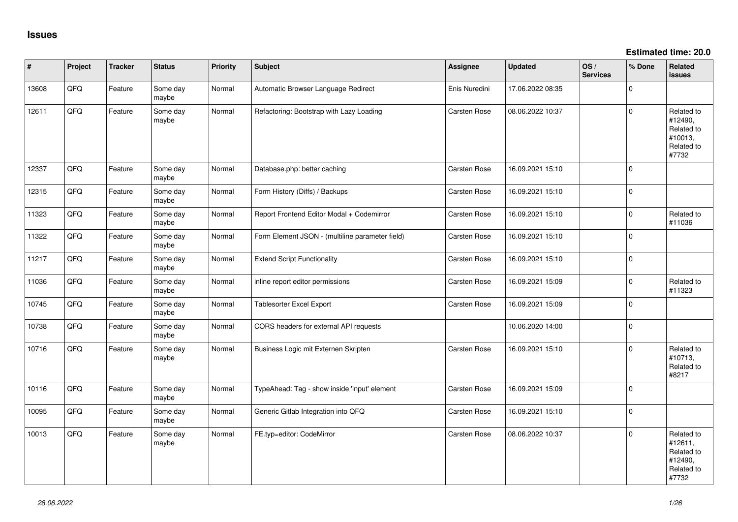# Issues

**Estimated time: 20.0**

| # | Project | Tracker | Status | Priority | Subject | Assignee | Updated | OS / Services | % Done | Related issues |
|---|---|---|---|---|---|---|---|---|---|---|
| 13608 | QFQ | Feature | Some day maybe | Normal | Automatic Browser Language Redirect | Enis Nuredini | 17.06.2022 08:35 | | 0 | |
| 12611 | QFQ | Feature | Some day maybe | Normal | Refactoring: Bootstrap with Lazy Loading | Carsten Rose | 08.06.2022 10:37 | | 0 | Related to #12490, Related to #10013, Related to #7732 |
| 12337 | QFQ | Feature | Some day maybe | Normal | Database.php: better caching | Carsten Rose | 16.09.2021 15:10 | | 0 | |
| 12315 | QFQ | Feature | Some day maybe | Normal | Form History (Diffs) / Backups | Carsten Rose | 16.09.2021 15:10 | | 0 | |
| 11323 | QFQ | Feature | Some day maybe | Normal | Report Frontend Editor Modal + Codemirror | Carsten Rose | 16.09.2021 15:10 | | 0 | Related to #11036 |
| 11322 | QFQ | Feature | Some day maybe | Normal | Form Element JSON - (multiline parameter field) | Carsten Rose | 16.09.2021 15:10 | | 0 | |
| 11217 | QFQ | Feature | Some day maybe | Normal | Extend Script Functionality | Carsten Rose | 16.09.2021 15:10 | | 0 | |
| 11036 | QFQ | Feature | Some day maybe | Normal | inline report editor permissions | Carsten Rose | 16.09.2021 15:09 | | 0 | Related to #11323 |
| 10745 | QFQ | Feature | Some day maybe | Normal | Tablesorter Excel Export | Carsten Rose | 16.09.2021 15:09 | | 0 | |
| 10738 | QFQ | Feature | Some day maybe | Normal | CORS headers for external API requests | | 10.06.2020 14:00 | | 0 | |
| 10716 | QFQ | Feature | Some day maybe | Normal | Business Logic mit Externen Skripten | Carsten Rose | 16.09.2021 15:10 | | 0 | Related to #10713, Related to #8217 |
| 10116 | QFQ | Feature | Some day maybe | Normal | TypeAhead: Tag - show inside 'input' element | Carsten Rose | 16.09.2021 15:09 | | 0 | |
| 10095 | QFQ | Feature | Some day maybe | Normal | Generic Gitlab Integration into QFQ | Carsten Rose | 16.09.2021 15:10 | | 0 | |
| 10013 | QFQ | Feature | Some day maybe | Normal | FE.typ=editor: CodeMirror | Carsten Rose | 08.06.2022 10:37 | | 0 | Related to #12611, Related to #12490, Related to #7732 |

*28.06.2022*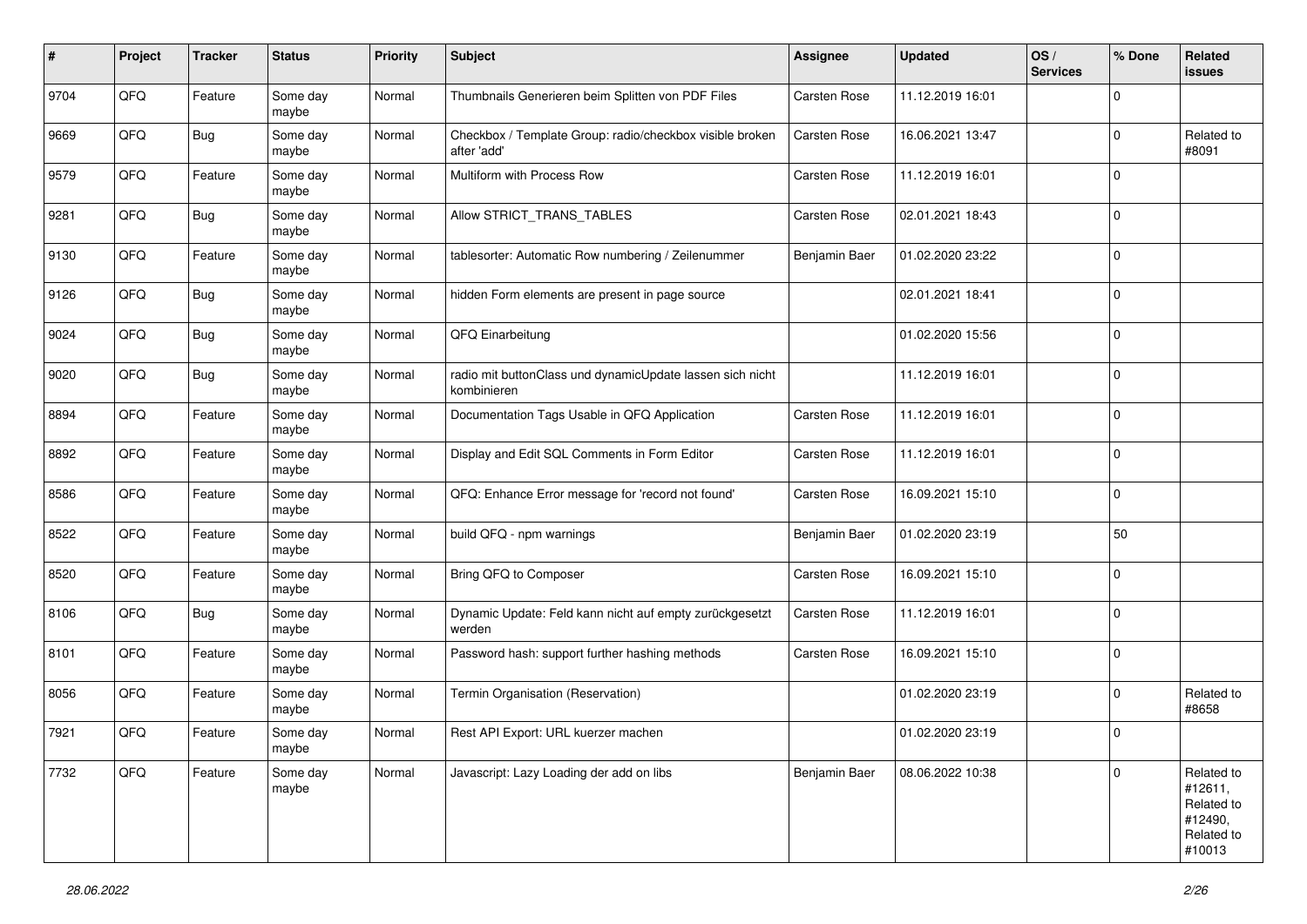| # | Project | Tracker | Status | Priority | Subject | Assignee | Updated | OS / Services | % Done | Related issues |
|---|---|---|---|---|---|---|---|---|---|---|
| 9704 | QFQ | Feature | Some day maybe | Normal | Thumbnails Generieren beim Splitten von PDF Files | Carsten Rose | 11.12.2019 16:01 | | 0 | |
| 9669 | QFQ | Bug | Some day maybe | Normal | Checkbox / Template Group: radio/checkbox visible broken after 'add' | Carsten Rose | 16.06.2021 13:47 | | 0 | Related to #8091 |
| 9579 | QFQ | Feature | Some day maybe | Normal | Multiform with Process Row | Carsten Rose | 11.12.2019 16:01 | | 0 | |
| 9281 | QFQ | Bug | Some day maybe | Normal | Allow STRICT_TRANS_TABLES | Carsten Rose | 02.01.2021 18:43 | | 0 | |
| 9130 | QFQ | Feature | Some day maybe | Normal | tablesorter: Automatic Row numbering / Zeilenummer | Benjamin Baer | 01.02.2020 23:22 | | 0 | |
| 9126 | QFQ | Bug | Some day maybe | Normal | hidden Form elements are present in page source | | 02.01.2021 18:41 | | 0 | |
| 9024 | QFQ | Bug | Some day maybe | Normal | QFQ Einarbeitung | | 01.02.2020 15:56 | | 0 | |
| 9020 | QFQ | Bug | Some day maybe | Normal | radio mit buttonClass und dynamicUpdate lassen sich nicht kombinieren | | 11.12.2019 16:01 | | 0 | |
| 8894 | QFQ | Feature | Some day maybe | Normal | Documentation Tags Usable in QFQ Application | Carsten Rose | 11.12.2019 16:01 | | 0 | |
| 8892 | QFQ | Feature | Some day maybe | Normal | Display and Edit SQL Comments in Form Editor | Carsten Rose | 11.12.2019 16:01 | | 0 | |
| 8586 | QFQ | Feature | Some day maybe | Normal | QFQ: Enhance Error message for 'record not found' | Carsten Rose | 16.09.2021 15:10 | | 0 | |
| 8522 | QFQ | Feature | Some day maybe | Normal | build QFQ - npm warnings | Benjamin Baer | 01.02.2020 23:19 | | 50 | |
| 8520 | QFQ | Feature | Some day maybe | Normal | Bring QFQ to Composer | Carsten Rose | 16.09.2021 15:10 | | 0 | |
| 8106 | QFQ | Bug | Some day maybe | Normal | Dynamic Update: Feld kann nicht auf empty zurückgesetzt werden | Carsten Rose | 11.12.2019 16:01 | | 0 | |
| 8101 | QFQ | Feature | Some day maybe | Normal | Password hash: support further hashing methods | Carsten Rose | 16.09.2021 15:10 | | 0 | |
| 8056 | QFQ | Feature | Some day maybe | Normal | Termin Organisation (Reservation) | | 01.02.2020 23:19 | | 0 | Related to #8658 |
| 7921 | QFQ | Feature | Some day maybe | Normal | Rest API Export: URL kuerzer machen | | 01.02.2020 23:19 | | 0 | |
| 7732 | QFQ | Feature | Some day maybe | Normal | Javascript: Lazy Loading der add on libs | Benjamin Baer | 08.06.2022 10:38 | | 0 | Related to #12611, Related to #12490, Related to #10013 |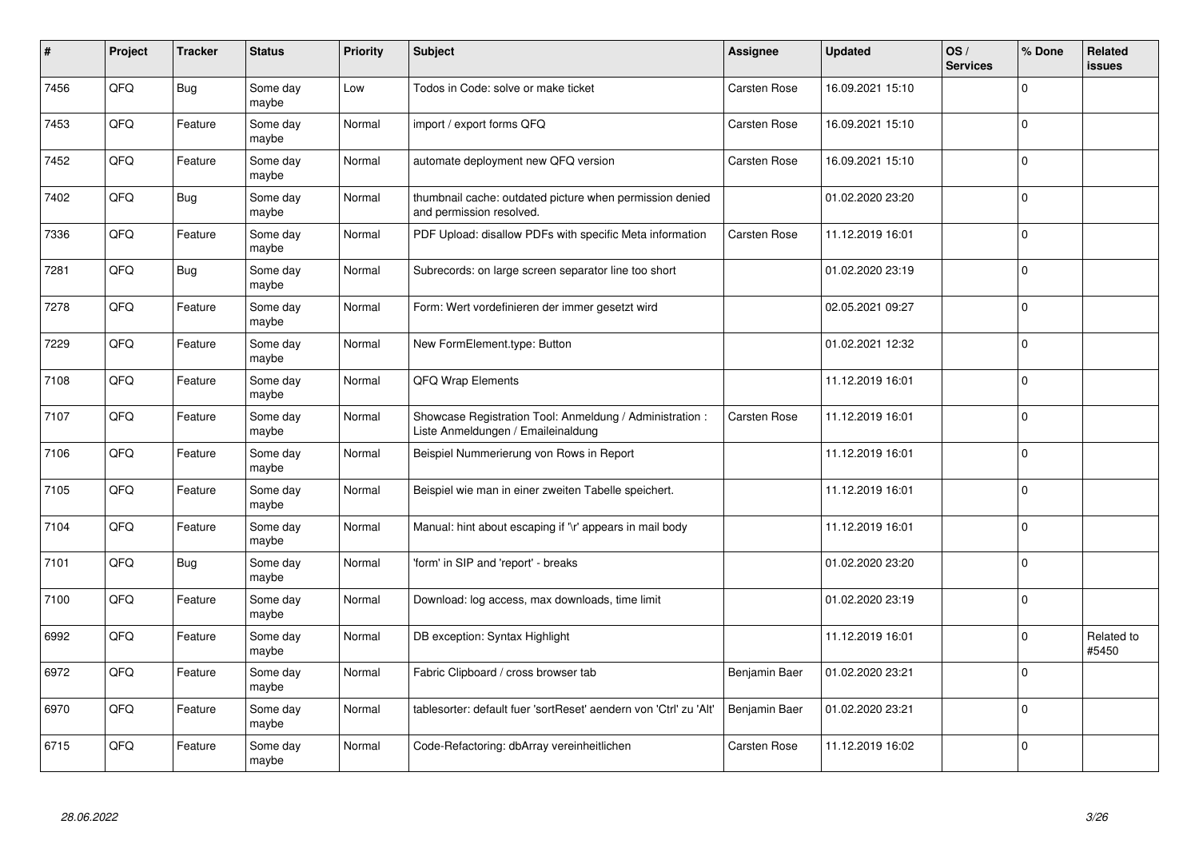| # | Project | Tracker | Status | Priority | Subject | Assignee | Updated | OS / Services | % Done | Related issues |
|---|---|---|---|---|---|---|---|---|---|---|
| 7456 | QFQ | Bug | Some day maybe | Low | Todos in Code: solve or make ticket | Carsten Rose | 16.09.2021 15:10 | | 0 | |
| 7453 | QFQ | Feature | Some day maybe | Normal | import / export forms QFQ | Carsten Rose | 16.09.2021 15:10 | | 0 | |
| 7452 | QFQ | Feature | Some day maybe | Normal | automate deployment new QFQ version | Carsten Rose | 16.09.2021 15:10 | | 0 | |
| 7402 | QFQ | Bug | Some day maybe | Normal | thumbnail cache: outdated picture when permission denied and permission resolved. | | 01.02.2020 23:20 | | 0 | |
| 7336 | QFQ | Feature | Some day maybe | Normal | PDF Upload: disallow PDFs with specific Meta information | Carsten Rose | 11.12.2019 16:01 | | 0 | |
| 7281 | QFQ | Bug | Some day maybe | Normal | Subrecords: on large screen separator line too short | | 01.02.2020 23:19 | | 0 | |
| 7278 | QFQ | Feature | Some day maybe | Normal | Form: Wert vordefinieren der immer gesetzt wird | | 02.05.2021 09:27 | | 0 | |
| 7229 | QFQ | Feature | Some day maybe | Normal | New FormElement.type: Button | | 01.02.2021 12:32 | | 0 | |
| 7108 | QFQ | Feature | Some day maybe | Normal | QFQ Wrap Elements | | 11.12.2019 16:01 | | 0 | |
| 7107 | QFQ | Feature | Some day maybe | Normal | Showcase Registration Tool: Anmeldung / Administration : Liste Anmeldungen / Emaileinaldung | Carsten Rose | 11.12.2019 16:01 | | 0 | |
| 7106 | QFQ | Feature | Some day maybe | Normal | Beispiel Nummerierung von Rows in Report | | 11.12.2019 16:01 | | 0 | |
| 7105 | QFQ | Feature | Some day maybe | Normal | Beispiel wie man in einer zweiten Tabelle speichert. | | 11.12.2019 16:01 | | 0 | |
| 7104 | QFQ | Feature | Some day maybe | Normal | Manual: hint about escaping if '\r' appears in mail body | | 11.12.2019 16:01 | | 0 | |
| 7101 | QFQ | Bug | Some day maybe | Normal | 'form' in SIP and 'report' - breaks | | 01.02.2020 23:20 | | 0 | |
| 7100 | QFQ | Feature | Some day maybe | Normal | Download: log access, max downloads, time limit | | 01.02.2020 23:19 | | 0 | |
| 6992 | QFQ | Feature | Some day maybe | Normal | DB exception: Syntax Highlight | | 11.12.2019 16:01 | | 0 | Related to #5450 |
| 6972 | QFQ | Feature | Some day maybe | Normal | Fabric Clipboard / cross browser tab | Benjamin Baer | 01.02.2020 23:21 | | 0 | |
| 6970 | QFQ | Feature | Some day maybe | Normal | tablesorter: default fuer 'sortReset' aendern von 'Ctrl' zu 'Alt' | Benjamin Baer | 01.02.2020 23:21 | | 0 | |
| 6715 | QFQ | Feature | Some day maybe | Normal | Code-Refactoring: dbArray vereinheitlichen | Carsten Rose | 11.12.2019 16:02 | | 0 | |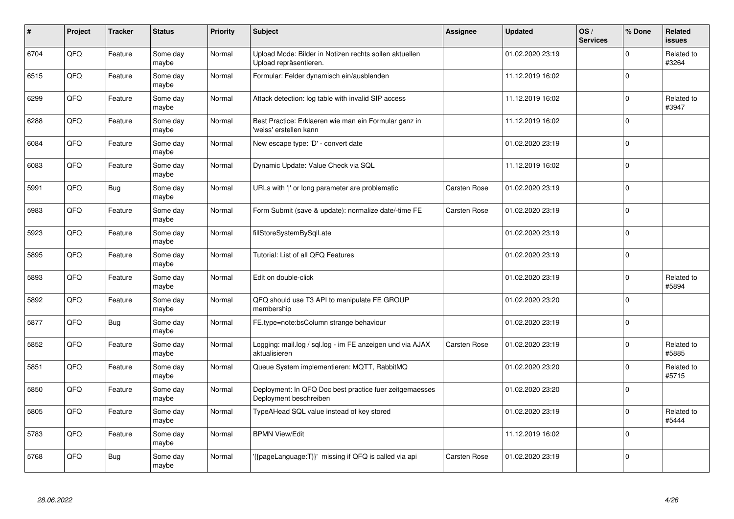| # | Project | Tracker | Status | Priority | Subject | Assignee | Updated | OS / Services | % Done | Related issues |
|---|---|---|---|---|---|---|---|---|---|---|
| 6704 | QFQ | Feature | Some day maybe | Normal | Upload Mode: Bilder in Notizen rechts sollen aktuellen Upload repräsentieren. | | 01.02.2020 23:19 | | 0 | Related to #3264 |
| 6515 | QFQ | Feature | Some day maybe | Normal | Formular: Felder dynamisch ein/ausblenden | | 11.12.2019 16:02 | | 0 | |
| 6299 | QFQ | Feature | Some day maybe | Normal | Attack detection: log table with invalid SIP access | | 11.12.2019 16:02 | | 0 | Related to #3947 |
| 6288 | QFQ | Feature | Some day maybe | Normal | Best Practice: Erklaeren wie man ein Formular ganz in 'weiss' erstellen kann | | 11.12.2019 16:02 | | 0 | |
| 6084 | QFQ | Feature | Some day maybe | Normal | New escape type: 'D' - convert date | | 01.02.2020 23:19 | | 0 | |
| 6083 | QFQ | Feature | Some day maybe | Normal | Dynamic Update: Value Check via SQL | | 11.12.2019 16:02 | | 0 | |
| 5991 | QFQ | Bug | Some day maybe | Normal | URLs with '\|' or long parameter are problematic | Carsten Rose | 01.02.2020 23:19 | | 0 | |
| 5983 | QFQ | Feature | Some day maybe | Normal | Form Submit (save & update): normalize date/-time FE | Carsten Rose | 01.02.2020 23:19 | | 0 | |
| 5923 | QFQ | Feature | Some day maybe | Normal | fillStoreSystemBySqlLate | | 01.02.2020 23:19 | | 0 | |
| 5895 | QFQ | Feature | Some day maybe | Normal | Tutorial: List of all QFQ Features | | 01.02.2020 23:19 | | 0 | |
| 5893 | QFQ | Feature | Some day maybe | Normal | Edit on double-click | | 01.02.2020 23:19 | | 0 | Related to #5894 |
| 5892 | QFQ | Feature | Some day maybe | Normal | QFQ should use T3 API to manipulate FE GROUP membership | | 01.02.2020 23:20 | | 0 | |
| 5877 | QFQ | Bug | Some day maybe | Normal | FE.type=note:bsColumn strange behaviour | | 01.02.2020 23:19 | | 0 | |
| 5852 | QFQ | Feature | Some day maybe | Normal | Logging: mail.log / sql.log - im FE anzeigen und via AJAX aktualisieren | Carsten Rose | 01.02.2020 23:19 | | 0 | Related to #5885 |
| 5851 | QFQ | Feature | Some day maybe | Normal | Queue System implementieren: MQTT, RabbitMQ | | 01.02.2020 23:20 | | 0 | Related to #5715 |
| 5850 | QFQ | Feature | Some day maybe | Normal | Deployment: In QFQ Doc best practice fuer zeitgemaesses Deployment beschreiben | | 01.02.2020 23:20 | | 0 | |
| 5805 | QFQ | Feature | Some day maybe | Normal | TypeAHead SQL value instead of key stored | | 01.02.2020 23:19 | | 0 | Related to #5444 |
| 5783 | QFQ | Feature | Some day maybe | Normal | BPMN View/Edit | | 11.12.2019 16:02 | | 0 | |
| 5768 | QFQ | Bug | Some day maybe | Normal | '{{pageLanguage:T}}' missing if QFQ is called via api | Carsten Rose | 01.02.2020 23:19 | | 0 | |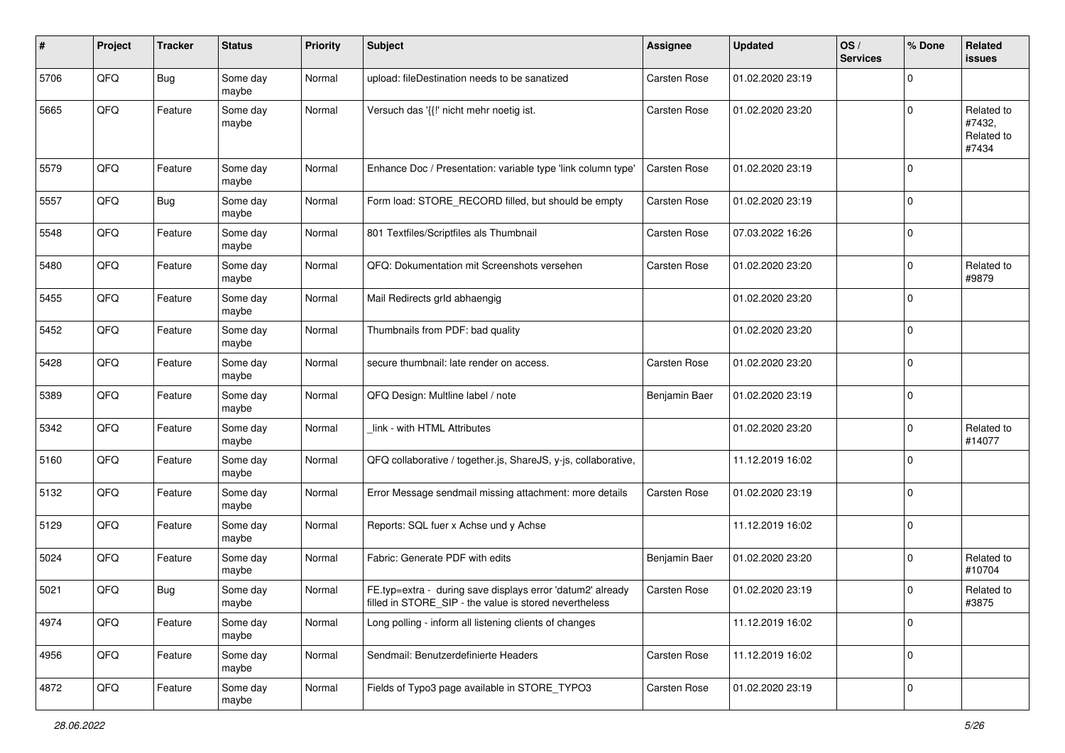| # | Project | Tracker | Status | Priority | Subject | Assignee | Updated | OS / Services | % Done | Related issues |
|---|---|---|---|---|---|---|---|---|---|---|
| 5706 | QFQ | Bug | Some day maybe | Normal | upload: fileDestination needs to be sanatized | Carsten Rose | 01.02.2020 23:19 | | 0 | |
| 5665 | QFQ | Feature | Some day maybe | Normal | Versuch das '{{!' nicht mehr noetig ist. | Carsten Rose | 01.02.2020 23:20 | | 0 | Related to #7432, Related to #7434 |
| 5579 | QFQ | Feature | Some day maybe | Normal | Enhance Doc / Presentation: variable type 'link column type' | Carsten Rose | 01.02.2020 23:19 | | 0 | |
| 5557 | QFQ | Bug | Some day maybe | Normal | Form load: STORE_RECORD filled, but should be empty | Carsten Rose | 01.02.2020 23:19 | | 0 | |
| 5548 | QFQ | Feature | Some day maybe | Normal | 801 Textfiles/Scriptfiles als Thumbnail | Carsten Rose | 07.03.2022 16:26 | | 0 | |
| 5480 | QFQ | Feature | Some day maybe | Normal | QFQ: Dokumentation mit Screenshots versehen | Carsten Rose | 01.02.2020 23:20 | | 0 | Related to #9879 |
| 5455 | QFQ | Feature | Some day maybe | Normal | Mail Redirects grId abhaengig | | 01.02.2020 23:20 | | 0 | |
| 5452 | QFQ | Feature | Some day maybe | Normal | Thumbnails from PDF: bad quality | | 01.02.2020 23:20 | | 0 | |
| 5428 | QFQ | Feature | Some day maybe | Normal | secure thumbnail: late render on access. | Carsten Rose | 01.02.2020 23:20 | | 0 | |
| 5389 | QFQ | Feature | Some day maybe | Normal | QFQ Design: Multline label / note | Benjamin Baer | 01.02.2020 23:19 | | 0 | |
| 5342 | QFQ | Feature | Some day maybe | Normal | _link - with HTML Attributes | | 01.02.2020 23:20 | | 0 | Related to #14077 |
| 5160 | QFQ | Feature | Some day maybe | Normal | QFQ collaborative / together.js, ShareJS, y-js, collaborative, | | 11.12.2019 16:02 | | 0 | |
| 5132 | QFQ | Feature | Some day maybe | Normal | Error Message sendmail missing attachment: more details | Carsten Rose | 01.02.2020 23:19 | | 0 | |
| 5129 | QFQ | Feature | Some day maybe | Normal | Reports: SQL fuer x Achse und y Achse | | 11.12.2019 16:02 | | 0 | |
| 5024 | QFQ | Feature | Some day maybe | Normal | Fabric: Generate PDF with edits | Benjamin Baer | 01.02.2020 23:20 | | 0 | Related to #10704 |
| 5021 | QFQ | Bug | Some day maybe | Normal | FE.typ=extra - during save displays error 'datum2' already filled in STORE_SIP - the value is stored nevertheless | Carsten Rose | 01.02.2020 23:19 | | 0 | Related to #3875 |
| 4974 | QFQ | Feature | Some day maybe | Normal | Long polling - inform all listening clients of changes | | 11.12.2019 16:02 | | 0 | |
| 4956 | QFQ | Feature | Some day maybe | Normal | Sendmail: Benutzerdefinierte Headers | Carsten Rose | 11.12.2019 16:02 | | 0 | |
| 4872 | QFQ | Feature | Some day maybe | Normal | Fields of Typo3 page available in STORE_TYPO3 | Carsten Rose | 01.02.2020 23:19 | | 0 | |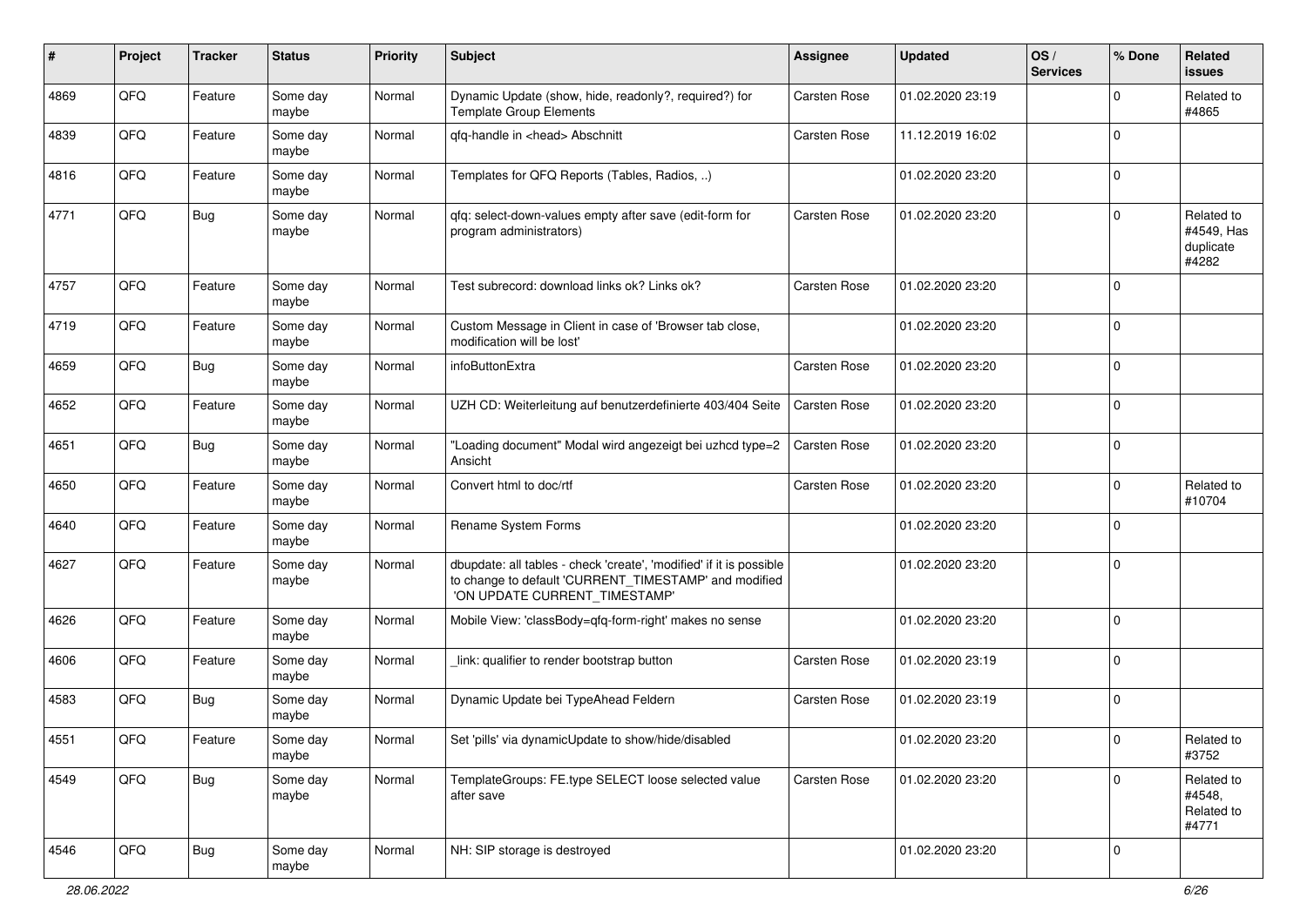| # | Project | Tracker | Status | Priority | Subject | Assignee | Updated | OS / Services | % Done | Related issues |
|---|---|---|---|---|---|---|---|---|---|---|
| 4869 | QFQ | Feature | Some day maybe | Normal | Dynamic Update (show, hide, readonly?, required?) for Template Group Elements | Carsten Rose | 01.02.2020 23:19 | | 0 | Related to #4865 |
| 4839 | QFQ | Feature | Some day maybe | Normal | qfq-handle in <head> Abschnitt | Carsten Rose | 11.12.2019 16:02 | | 0 | |
| 4816 | QFQ | Feature | Some day maybe | Normal | Templates for QFQ Reports (Tables, Radios, ..) | | 01.02.2020 23:20 | | 0 | |
| 4771 | QFQ | Bug | Some day maybe | Normal | qfq: select-down-values empty after save (edit-form for program administrators) | Carsten Rose | 01.02.2020 23:20 | | 0 | Related to #4549, Has duplicate #4282 |
| 4757 | QFQ | Feature | Some day maybe | Normal | Test subrecord: download links ok? Links ok? | Carsten Rose | 01.02.2020 23:20 | | 0 | |
| 4719 | QFQ | Feature | Some day maybe | Normal | Custom Message in Client in case of 'Browser tab close, modification will be lost' | | 01.02.2020 23:20 | | 0 | |
| 4659 | QFQ | Bug | Some day maybe | Normal | infoButtonExtra | Carsten Rose | 01.02.2020 23:20 | | 0 | |
| 4652 | QFQ | Feature | Some day maybe | Normal | UZH CD: Weiterleitung auf benutzerdefinierte 403/404 Seite | Carsten Rose | 01.02.2020 23:20 | | 0 | |
| 4651 | QFQ | Bug | Some day maybe | Normal | "Loading document" Modal wird angezeigt bei uzhcd type=2 Ansicht | Carsten Rose | 01.02.2020 23:20 | | 0 | |
| 4650 | QFQ | Feature | Some day maybe | Normal | Convert html to doc/rtf | Carsten Rose | 01.02.2020 23:20 | | 0 | Related to #10704 |
| 4640 | QFQ | Feature | Some day maybe | Normal | Rename System Forms | | 01.02.2020 23:20 | | 0 | |
| 4627 | QFQ | Feature | Some day maybe | Normal | dbupdate: all tables - check 'create', 'modified' if it is possible to change to default 'CURRENT_TIMESTAMP' and modified 'ON UPDATE CURRENT_TIMESTAMP' | | 01.02.2020 23:20 | | 0 | |
| 4626 | QFQ | Feature | Some day maybe | Normal | Mobile View: 'classBody=qfq-form-right' makes no sense | | 01.02.2020 23:20 | | 0 | |
| 4606 | QFQ | Feature | Some day maybe | Normal | _link: qualifier to render bootstrap button | Carsten Rose | 01.02.2020 23:19 | | 0 | |
| 4583 | QFQ | Bug | Some day maybe | Normal | Dynamic Update bei TypeAhead Feldern | Carsten Rose | 01.02.2020 23:19 | | 0 | |
| 4551 | QFQ | Feature | Some day maybe | Normal | Set 'pills' via dynamicUpdate to show/hide/disabled | | 01.02.2020 23:20 | | 0 | Related to #3752 |
| 4549 | QFQ | Bug | Some day maybe | Normal | TemplateGroups: FE.type SELECT loose selected value after save | Carsten Rose | 01.02.2020 23:20 | | 0 | Related to #4548, Related to #4771 |
| 4546 | QFQ | Bug | Some day maybe | Normal | NH: SIP storage is destroyed | | 01.02.2020 23:20 | | 0 | |

28.06.2022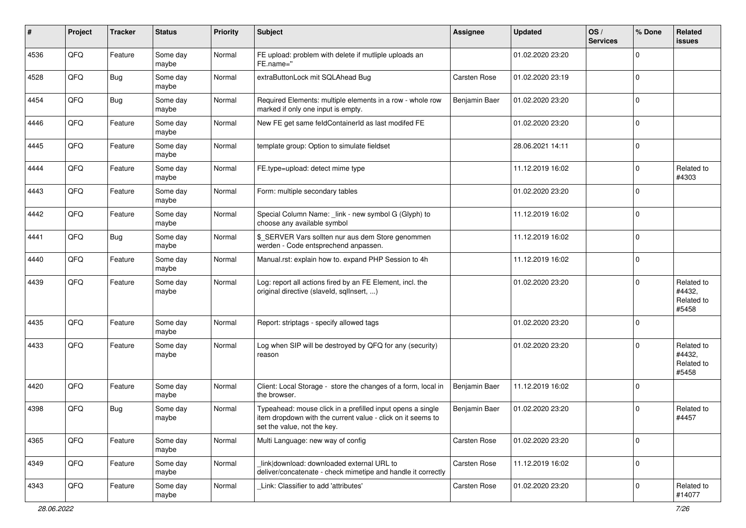| # | Project | Tracker | Status | Priority | Subject | Assignee | Updated | OS / Services | % Done | Related issues |
|---|---|---|---|---|---|---|---|---|---|---|
| 4536 | QFQ | Feature | Some day maybe | Normal | FE upload: problem with delete if mutliple uploads an FE.name=" | | 01.02.2020 23:20 | | 0 | |
| 4528 | QFQ | Bug | Some day maybe | Normal | extraButtonLock mit SQLAhead Bug | Carsten Rose | 01.02.2020 23:19 | | 0 | |
| 4454 | QFQ | Bug | Some day maybe | Normal | Required Elements: multiple elements in a row - whole row marked if only one input is empty. | Benjamin Baer | 01.02.2020 23:20 | | 0 | |
| 4446 | QFQ | Feature | Some day maybe | Normal | New FE get same feldContainerId as last modifed FE | | 01.02.2020 23:20 | | 0 | |
| 4445 | QFQ | Feature | Some day maybe | Normal | template group: Option to simulate fieldset | | 28.06.2021 14:11 | | 0 | |
| 4444 | QFQ | Feature | Some day maybe | Normal | FE.type=upload: detect mime type | | 11.12.2019 16:02 | | 0 | Related to #4303 |
| 4443 | QFQ | Feature | Some day maybe | Normal | Form: multiple secondary tables | | 01.02.2020 23:20 | | 0 | |
| 4442 | QFQ | Feature | Some day maybe | Normal | Special Column Name: _link - new symbol G (Glyph) to choose any available symbol | | 11.12.2019 16:02 | | 0 | |
| 4441 | QFQ | Bug | Some day maybe | Normal | $_SERVER Vars sollten nur aus dem Store genommen werden - Code entsprechend anpassen. | | 11.12.2019 16:02 | | 0 | |
| 4440 | QFQ | Feature | Some day maybe | Normal | Manual.rst: explain how to. expand PHP Session to 4h | | 11.12.2019 16:02 | | 0 | |
| 4439 | QFQ | Feature | Some day maybe | Normal | Log: report all actions fired by an FE Element, incl. the original directive (slaveId, sqlInsert, ...) | | 01.02.2020 23:20 | | 0 | Related to #4432, Related to #5458 |
| 4435 | QFQ | Feature | Some day maybe | Normal | Report: striptags - specify allowed tags | | 01.02.2020 23:20 | | 0 | |
| 4433 | QFQ | Feature | Some day maybe | Normal | Log when SIP will be destroyed by QFQ for any (security) reason | | 01.02.2020 23:20 | | 0 | Related to #4432, Related to #5458 |
| 4420 | QFQ | Feature | Some day maybe | Normal | Client: Local Storage - store the changes of a form, local in the browser. | Benjamin Baer | 11.12.2019 16:02 | | 0 | |
| 4398 | QFQ | Bug | Some day maybe | Normal | Typeahead: mouse click in a prefilled input opens a single item dropdown with the current value - click on it seems to set the value, not the key. | Benjamin Baer | 01.02.2020 23:20 | | 0 | Related to #4457 |
| 4365 | QFQ | Feature | Some day maybe | Normal | Multi Language: new way of config | Carsten Rose | 01.02.2020 23:20 | | 0 | |
| 4349 | QFQ | Feature | Some day maybe | Normal | _link\|download: downloaded external URL to deliver/concatenate - check mimetipe and handle it correctly | Carsten Rose | 11.12.2019 16:02 | | 0 | |
| 4343 | QFQ | Feature | Some day maybe | Normal | _Link: Classifier to add 'attributes' | Carsten Rose | 01.02.2020 23:20 | | 0 | Related to #14077 |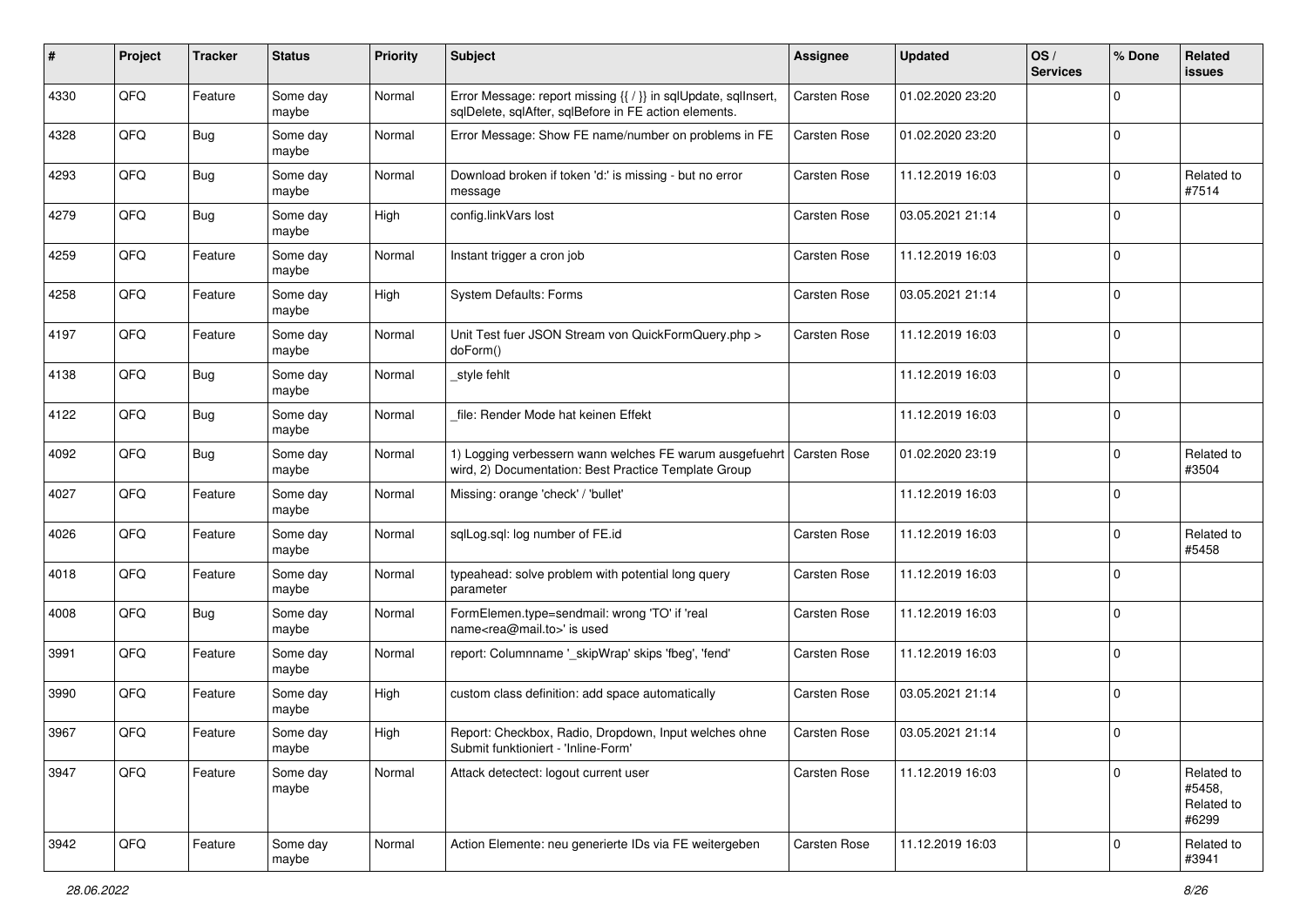| # | Project | Tracker | Status | Priority | Subject | Assignee | Updated | OS / Services | % Done | Related issues |
|---|---|---|---|---|---|---|---|---|---|---|
| 4330 | QFQ | Feature | Some day maybe | Normal | Error Message: report missing {{ / }} in sqlUpdate, sqlInsert, sqlDelete, sqlAfter, sqlBefore in FE action elements. | Carsten Rose | 01.02.2020 23:20 | | 0 | |
| 4328 | QFQ | Bug | Some day maybe | Normal | Error Message: Show FE name/number on problems in FE | Carsten Rose | 01.02.2020 23:20 | | 0 | |
| 4293 | QFQ | Bug | Some day maybe | Normal | Download broken if token 'd:' is missing - but no error message | Carsten Rose | 11.12.2019 16:03 | | 0 | Related to #7514 |
| 4279 | QFQ | Bug | Some day maybe | High | config.linkVars lost | Carsten Rose | 03.05.2021 21:14 | | 0 | |
| 4259 | QFQ | Feature | Some day maybe | Normal | Instant trigger a cron job | Carsten Rose | 11.12.2019 16:03 | | 0 | |
| 4258 | QFQ | Feature | Some day maybe | High | System Defaults: Forms | Carsten Rose | 03.05.2021 21:14 | | 0 | |
| 4197 | QFQ | Feature | Some day maybe | Normal | Unit Test fuer JSON Stream von QuickFormQuery.php > doForm() | Carsten Rose | 11.12.2019 16:03 | | 0 | |
| 4138 | QFQ | Bug | Some day maybe | Normal | _style fehlt | | 11.12.2019 16:03 | | 0 | |
| 4122 | QFQ | Bug | Some day maybe | Normal | _file: Render Mode hat keinen Effekt | | 11.12.2019 16:03 | | 0 | |
| 4092 | QFQ | Bug | Some day maybe | Normal | 1) Logging verbessern wann welches FE warum ausgefuehrt wird, 2) Documentation: Best Practice Template Group | Carsten Rose | 01.02.2020 23:19 | | 0 | Related to #3504 |
| 4027 | QFQ | Feature | Some day maybe | Normal | Missing: orange 'check' / 'bullet' | | 11.12.2019 16:03 | | 0 | |
| 4026 | QFQ | Feature | Some day maybe | Normal | sqlLog.sql: log number of FE.id | Carsten Rose | 11.12.2019 16:03 | | 0 | Related to #5458 |
| 4018 | QFQ | Feature | Some day maybe | Normal | typeahead: solve problem with potential long query parameter | Carsten Rose | 11.12.2019 16:03 | | 0 | |
| 4008 | QFQ | Bug | Some day maybe | Normal | FormElemen.type=sendmail: wrong 'TO' if 'real name<rea@mail.to>' is used | Carsten Rose | 11.12.2019 16:03 | | 0 | |
| 3991 | QFQ | Feature | Some day maybe | Normal | report: Columnname '_skipWrap' skips 'fbeg', 'fend' | Carsten Rose | 11.12.2019 16:03 | | 0 | |
| 3990 | QFQ | Feature | Some day maybe | High | custom class definition: add space automatically | Carsten Rose | 03.05.2021 21:14 | | 0 | |
| 3967 | QFQ | Feature | Some day maybe | High | Report: Checkbox, Radio, Dropdown, Input welches ohne Submit funktioniert - 'Inline-Form' | Carsten Rose | 03.05.2021 21:14 | | 0 | |
| 3947 | QFQ | Feature | Some day maybe | Normal | Attack detectect: logout current user | Carsten Rose | 11.12.2019 16:03 | | 0 | Related to #5458, Related to #6299 |
| 3942 | QFQ | Feature | Some day maybe | Normal | Action Elemente: neu generierte IDs via FE weitergeben | Carsten Rose | 11.12.2019 16:03 | | 0 | Related to #3941 |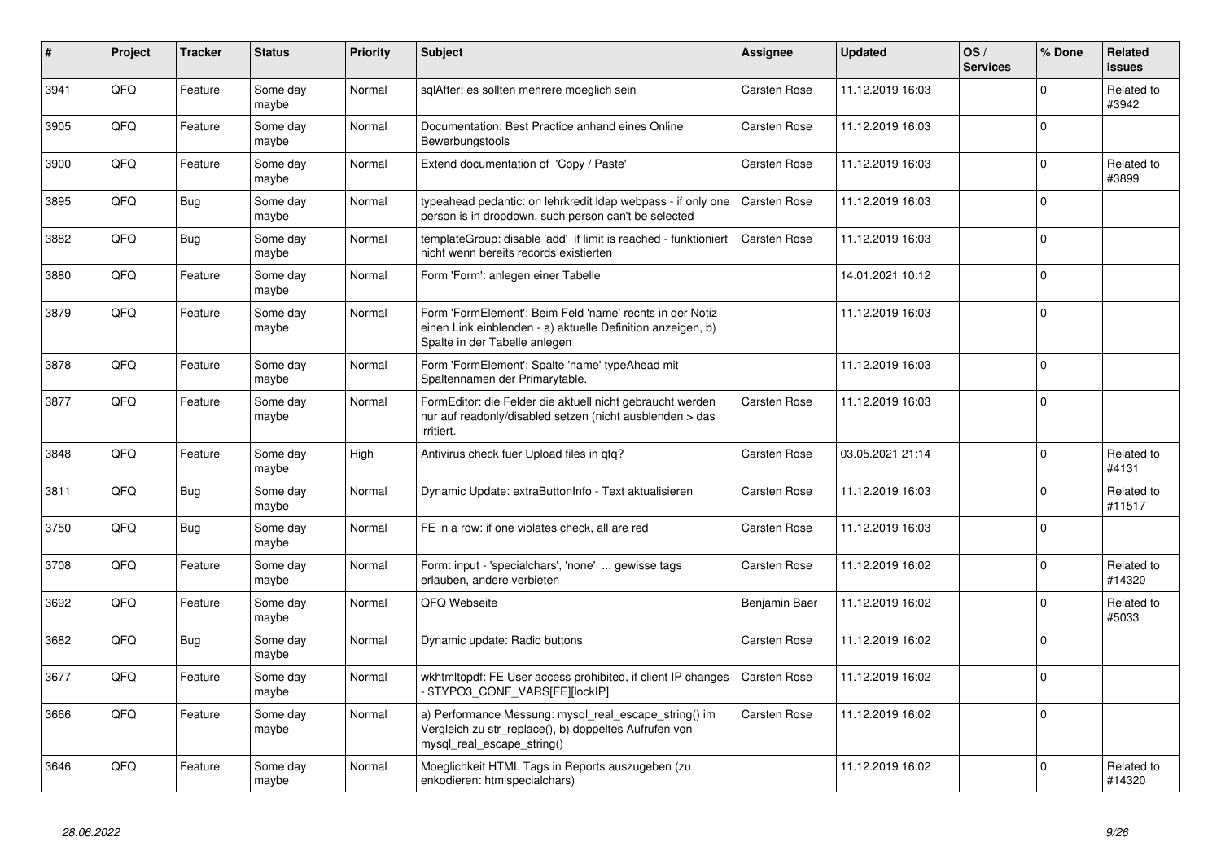| # | Project | Tracker | Status | Priority | Subject | Assignee | Updated | OS / Services | % Done | Related issues |
|---|---|---|---|---|---|---|---|---|---|---|
| 3941 | QFQ | Feature | Some day maybe | Normal | sqlAfter: es sollten mehrere moeglich sein | Carsten Rose | 11.12.2019 16:03 | | 0 | Related to #3942 |
| 3905 | QFQ | Feature | Some day maybe | Normal | Documentation: Best Practice anhand eines Online Bewerbungstools | Carsten Rose | 11.12.2019 16:03 | | 0 | |
| 3900 | QFQ | Feature | Some day maybe | Normal | Extend documentation of 'Copy / Paste' | Carsten Rose | 11.12.2019 16:03 | | 0 | Related to #3899 |
| 3895 | QFQ | Bug | Some day maybe | Normal | typeahead pedantic: on lehrkredit ldap webpass - if only one person is in dropdown, such person can't be selected | Carsten Rose | 11.12.2019 16:03 | | 0 | |
| 3882 | QFQ | Bug | Some day maybe | Normal | templateGroup: disable 'add' if limit is reached - funktioniert nicht wenn bereits records existierten | Carsten Rose | 11.12.2019 16:03 | | 0 | |
| 3880 | QFQ | Feature | Some day maybe | Normal | Form 'Form': anlegen einer Tabelle | | 14.01.2021 10:12 | | 0 | |
| 3879 | QFQ | Feature | Some day maybe | Normal | Form 'FormElement': Beim Feld 'name' rechts in der Notiz einen Link einblenden - a) aktuelle Definition anzeigen, b) Spalte in der Tabelle anlegen | | 11.12.2019 16:03 | | 0 | |
| 3878 | QFQ | Feature | Some day maybe | Normal | Form 'FormElement': Spalte 'name' typeAhead mit Spaltennamen der Primarytable. | | 11.12.2019 16:03 | | 0 | |
| 3877 | QFQ | Feature | Some day maybe | Normal | FormEditor: die Felder die aktuell nicht gebraucht werden nur auf readonly/disabled setzen (nicht ausblenden > das irritiert. | Carsten Rose | 11.12.2019 16:03 | | 0 | |
| 3848 | QFQ | Feature | Some day maybe | High | Antivirus check fuer Upload files in qfq? | Carsten Rose | 03.05.2021 21:14 | | 0 | Related to #4131 |
| 3811 | QFQ | Bug | Some day maybe | Normal | Dynamic Update: extraButtonInfo - Text aktualisieren | Carsten Rose | 11.12.2019 16:03 | | 0 | Related to #11517 |
| 3750 | QFQ | Bug | Some day maybe | Normal | FE in a row: if one violates check, all are red | Carsten Rose | 11.12.2019 16:03 | | 0 | |
| 3708 | QFQ | Feature | Some day maybe | Normal | Form: input - 'specialchars', 'none' ... gewisse tags erlauben, andere verbieten | Carsten Rose | 11.12.2019 16:02 | | 0 | Related to #14320 |
| 3692 | QFQ | Feature | Some day maybe | Normal | QFQ Webseite | Benjamin Baer | 11.12.2019 16:02 | | 0 | Related to #5033 |
| 3682 | QFQ | Bug | Some day maybe | Normal | Dynamic update: Radio buttons | Carsten Rose | 11.12.2019 16:02 | | 0 | |
| 3677 | QFQ | Feature | Some day maybe | Normal | wkhtmltopdf: FE User access prohibited, if client IP changes - $TYPO3_CONF_VARS[FE][lockIP] | Carsten Rose | 11.12.2019 16:02 | | 0 | |
| 3666 | QFQ | Feature | Some day maybe | Normal | a) Performance Messung: mysql_real_escape_string() im Vergleich zu str_replace(), b) doppeltes Aufrufen von mysql_real_escape_string() | Carsten Rose | 11.12.2019 16:02 | | 0 | |
| 3646 | QFQ | Feature | Some day maybe | Normal | Moeglichkeit HTML Tags in Reports auszugeben (zu enkodieren: htmlspecialchars) | | 11.12.2019 16:02 | | 0 | Related to #14320 |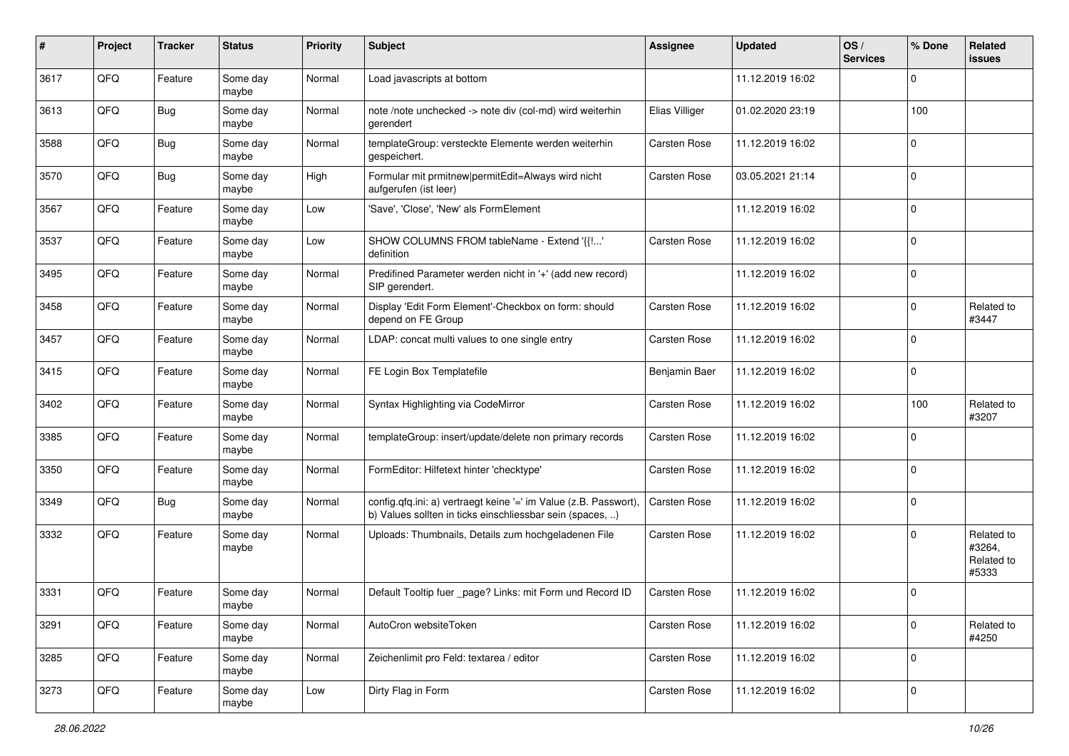| # | Project | Tracker | Status | Priority | Subject | Assignee | Updated | OS / Services | % Done | Related issues |
|---|---|---|---|---|---|---|---|---|---|---|
| 3617 | QFQ | Feature | Some day maybe | Normal | Load javascripts at bottom | | 11.12.2019 16:02 | | 0 | |
| 3613 | QFQ | Bug | Some day maybe | Normal | note /note unchecked -> note div (col-md) wird weiterhin gerendert | Elias Villiger | 01.02.2020 23:19 | | 100 | |
| 3588 | QFQ | Bug | Some day maybe | Normal | templateGroup: versteckte Elemente werden weiterhin gespeichert. | Carsten Rose | 11.12.2019 16:02 | | 0 | |
| 3570 | QFQ | Bug | Some day maybe | High | Formular mit prmitnew\|permitEdit=Always wird nicht aufgerufen (ist leer) | Carsten Rose | 03.05.2021 21:14 | | 0 | |
| 3567 | QFQ | Feature | Some day maybe | Low | 'Save', 'Close', 'New' als FormElement | | 11.12.2019 16:02 | | 0 | |
| 3537 | QFQ | Feature | Some day maybe | Low | SHOW COLUMNS FROM tableName - Extend '{{!...' definition | Carsten Rose | 11.12.2019 16:02 | | 0 | |
| 3495 | QFQ | Feature | Some day maybe | Normal | Predifined Parameter werden nicht in '+' (add new record) SIP gerendert. | | 11.12.2019 16:02 | | 0 | |
| 3458 | QFQ | Feature | Some day maybe | Normal | Display 'Edit Form Element'-Checkbox on form: should depend on FE Group | Carsten Rose | 11.12.2019 16:02 | | 0 | Related to #3447 |
| 3457 | QFQ | Feature | Some day maybe | Normal | LDAP: concat multi values to one single entry | Carsten Rose | 11.12.2019 16:02 | | 0 | |
| 3415 | QFQ | Feature | Some day maybe | Normal | FE Login Box Templatefile | Benjamin Baer | 11.12.2019 16:02 | | 0 | |
| 3402 | QFQ | Feature | Some day maybe | Normal | Syntax Highlighting via CodeMirror | Carsten Rose | 11.12.2019 16:02 | | 100 | Related to #3207 |
| 3385 | QFQ | Feature | Some day maybe | Normal | templateGroup: insert/update/delete non primary records | Carsten Rose | 11.12.2019 16:02 | | 0 | |
| 3350 | QFQ | Feature | Some day maybe | Normal | FormEditor: Hilfetext hinter 'checktype' | Carsten Rose | 11.12.2019 16:02 | | 0 | |
| 3349 | QFQ | Bug | Some day maybe | Normal | config.qfq.ini: a) vertraegt keine '=' im Value (z.B. Passwort), b) Values sollten in ticks einschliessbar sein (spaces, ..) | Carsten Rose | 11.12.2019 16:02 | | 0 | |
| 3332 | QFQ | Feature | Some day maybe | Normal | Uploads: Thumbnails, Details zum hochgeladenen File | Carsten Rose | 11.12.2019 16:02 | | 0 | Related to #3264, Related to #5333 |
| 3331 | QFQ | Feature | Some day maybe | Normal | Default Tooltip fuer _page? Links: mit Form und Record ID | Carsten Rose | 11.12.2019 16:02 | | 0 | |
| 3291 | QFQ | Feature | Some day maybe | Normal | AutoCron websiteToken | Carsten Rose | 11.12.2019 16:02 | | 0 | Related to #4250 |
| 3285 | QFQ | Feature | Some day maybe | Normal | Zeichenlimit pro Feld: textarea / editor | Carsten Rose | 11.12.2019 16:02 | | 0 | |
| 3273 | QFQ | Feature | Some day maybe | Low | Dirty Flag in Form | Carsten Rose | 11.12.2019 16:02 | | 0 | |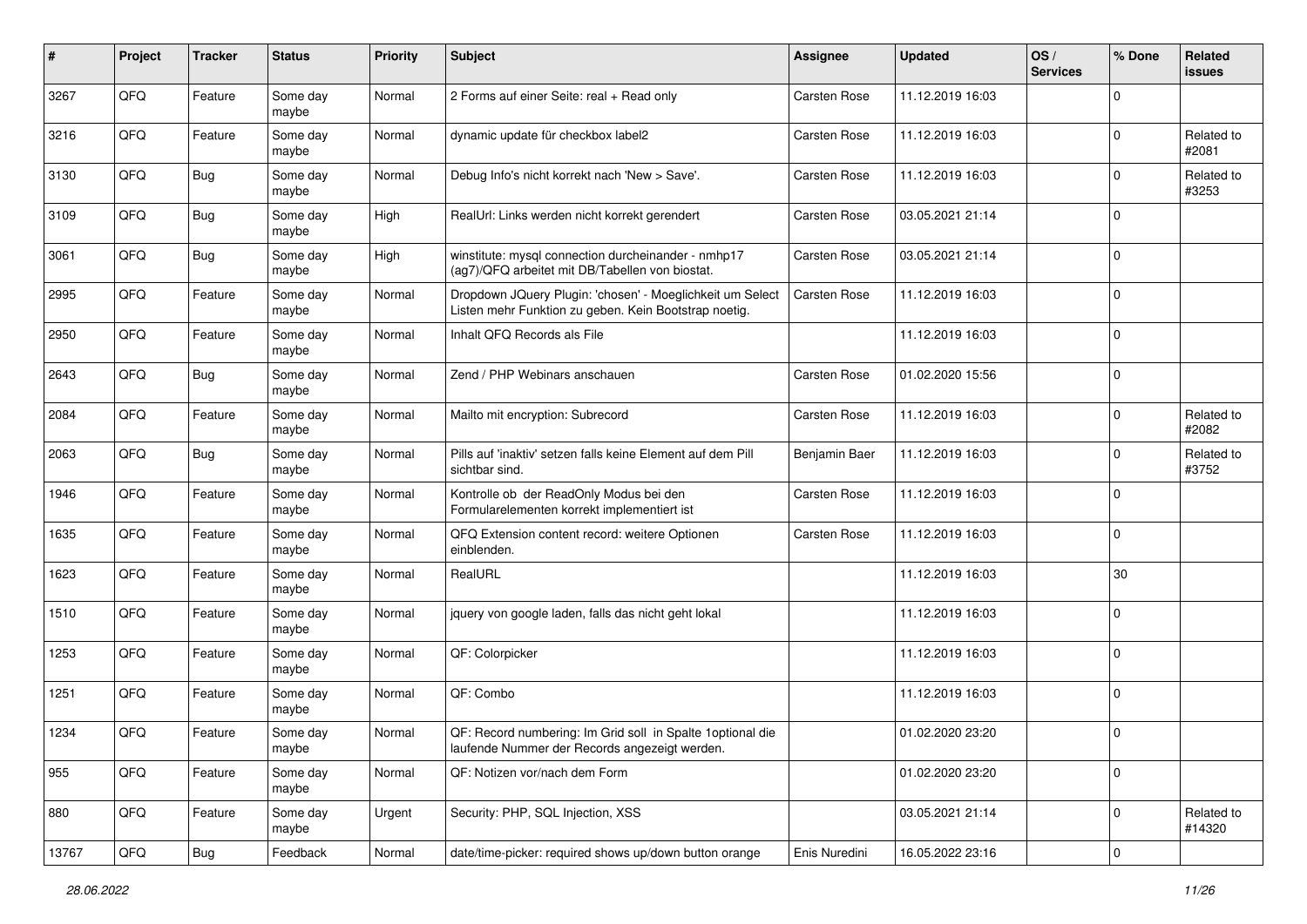| # | Project | Tracker | Status | Priority | Subject | Assignee | Updated | OS / Services | % Done | Related issues |
|---|---|---|---|---|---|---|---|---|---|---|
| 3267 | QFQ | Feature | Some day maybe | Normal | 2 Forms auf einer Seite: real + Read only | Carsten Rose | 11.12.2019 16:03 | | 0 | |
| 3216 | QFQ | Feature | Some day maybe | Normal | dynamic update für checkbox label2 | Carsten Rose | 11.12.2019 16:03 | | 0 | Related to #2081 |
| 3130 | QFQ | Bug | Some day maybe | Normal | Debug Info's nicht korrekt nach 'New > Save'. | Carsten Rose | 11.12.2019 16:03 | | 0 | Related to #3253 |
| 3109 | QFQ | Bug | Some day maybe | High | RealUrl: Links werden nicht korrekt gerendert | Carsten Rose | 03.05.2021 21:14 | | 0 | |
| 3061 | QFQ | Bug | Some day maybe | High | winstitute: mysql connection durcheinander - nmhp17 (ag7)/QFQ arbeitet mit DB/Tabellen von biostat. | Carsten Rose | 03.05.2021 21:14 | | 0 | |
| 2995 | QFQ | Feature | Some day maybe | Normal | Dropdown JQuery Plugin: 'chosen' - Moeglichkeit um Select Listen mehr Funktion zu geben. Kein Bootstrap noetig. | Carsten Rose | 11.12.2019 16:03 | | 0 | |
| 2950 | QFQ | Feature | Some day maybe | Normal | Inhalt QFQ Records als File | | 11.12.2019 16:03 | | 0 | |
| 2643 | QFQ | Bug | Some day maybe | Normal | Zend / PHP Webinars anschauen | Carsten Rose | 01.02.2020 15:56 | | 0 | |
| 2084 | QFQ | Feature | Some day maybe | Normal | Mailto mit encryption: Subrecord | Carsten Rose | 11.12.2019 16:03 | | 0 | Related to #2082 |
| 2063 | QFQ | Bug | Some day maybe | Normal | Pills auf 'inaktiv' setzen falls keine Element auf dem Pill sichtbar sind. | Benjamin Baer | 11.12.2019 16:03 | | 0 | Related to #3752 |
| 1946 | QFQ | Feature | Some day maybe | Normal | Kontrolle ob der ReadOnly Modus bei den Formularelementen korrekt implementiert ist | Carsten Rose | 11.12.2019 16:03 | | 0 | |
| 1635 | QFQ | Feature | Some day maybe | Normal | QFQ Extension content record: weitere Optionen einblenden. | Carsten Rose | 11.12.2019 16:03 | | 0 | |
| 1623 | QFQ | Feature | Some day maybe | Normal | RealURL | | 11.12.2019 16:03 | | 30 | |
| 1510 | QFQ | Feature | Some day maybe | Normal | jquery von google laden, falls das nicht geht lokal | | 11.12.2019 16:03 | | 0 | |
| 1253 | QFQ | Feature | Some day maybe | Normal | QF: Colorpicker | | 11.12.2019 16:03 | | 0 | |
| 1251 | QFQ | Feature | Some day maybe | Normal | QF: Combo | | 11.12.2019 16:03 | | 0 | |
| 1234 | QFQ | Feature | Some day maybe | Normal | QF: Record numbering: Im Grid soll in Spalte 1optional die laufende Nummer der Records angezeigt werden. | | 01.02.2020 23:20 | | 0 | |
| 955 | QFQ | Feature | Some day maybe | Normal | QF: Notizen vor/nach dem Form | | 01.02.2020 23:20 | | 0 | |
| 880 | QFQ | Feature | Some day maybe | Urgent | Security: PHP, SQL Injection, XSS | | 03.05.2021 21:14 | | 0 | Related to #14320 |
| 13767 | QFQ | Bug | Feedback | Normal | date/time-picker: required shows up/down button orange | Enis Nuredini | 16.05.2022 23:16 | | 0 | |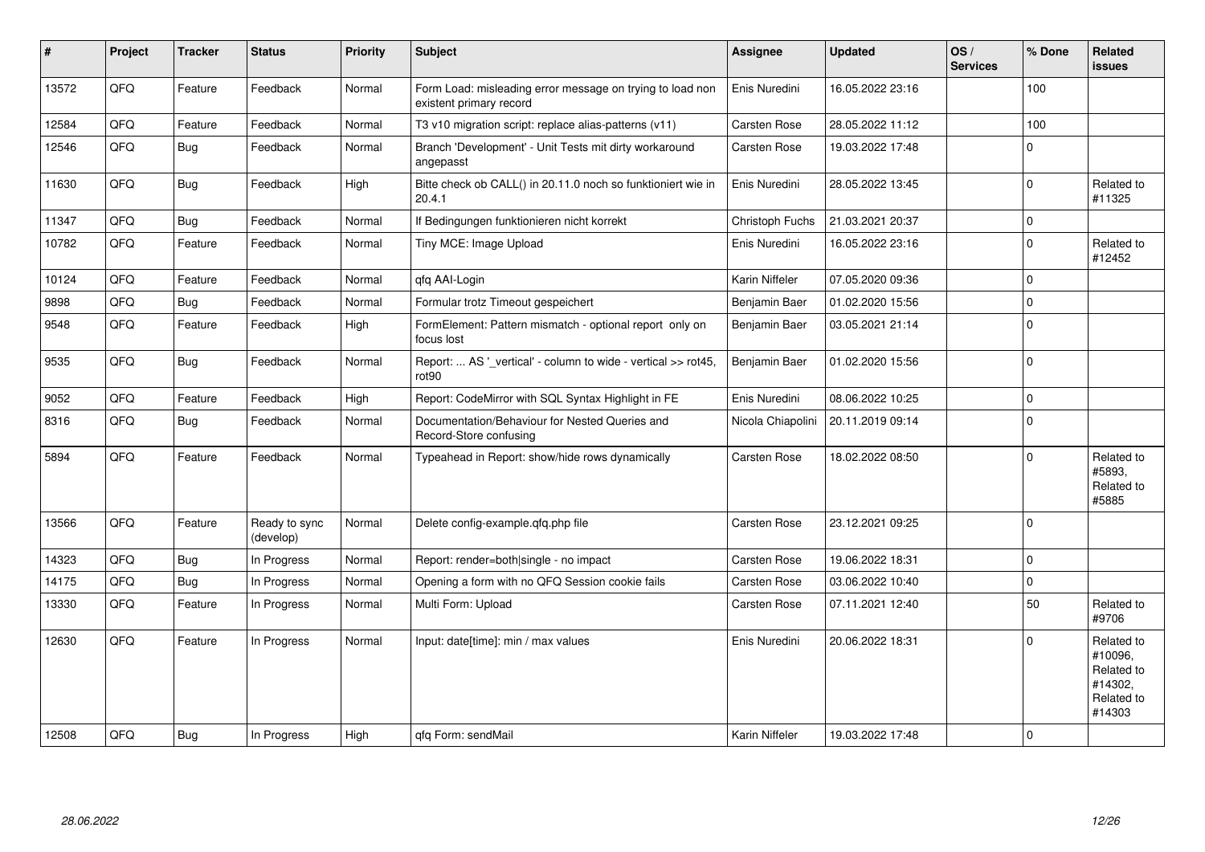| # | Project | Tracker | Status | Priority | Subject | Assignee | Updated | OS / Services | % Done | Related issues |
|---|---|---|---|---|---|---|---|---|---|---|
| 13572 | QFQ | Feature | Feedback | Normal | Form Load: misleading error message on trying to load non existent primary record | Enis Nuredini | 16.05.2022 23:16 | | 100 | |
| 12584 | QFQ | Feature | Feedback | Normal | T3 v10 migration script: replace alias-patterns (v11) | Carsten Rose | 28.05.2022 11:12 | | 100 | |
| 12546 | QFQ | Bug | Feedback | Normal | Branch 'Development' - Unit Tests mit dirty workaround angepasst | Carsten Rose | 19.03.2022 17:48 | | 0 | |
| 11630 | QFQ | Bug | Feedback | High | Bitte check ob CALL() in 20.11.0 noch so funktioniert wie in 20.4.1 | Enis Nuredini | 28.05.2022 13:45 | | 0 | Related to #11325 |
| 11347 | QFQ | Bug | Feedback | Normal | If Bedingungen funktionieren nicht korrekt | Christoph Fuchs | 21.03.2021 20:37 | | 0 | |
| 10782 | QFQ | Feature | Feedback | Normal | Tiny MCE: Image Upload | Enis Nuredini | 16.05.2022 23:16 | | 0 | Related to #12452 |
| 10124 | QFQ | Feature | Feedback | Normal | qfq AAI-Login | Karin Niffeler | 07.05.2020 09:36 | | 0 | |
| 9898 | QFQ | Bug | Feedback | Normal | Formular trotz Timeout gespeichert | Benjamin Baer | 01.02.2020 15:56 | | 0 | |
| 9548 | QFQ | Feature | Feedback | High | FormElement: Pattern mismatch - optional report only on focus lost | Benjamin Baer | 03.05.2021 21:14 | | 0 | |
| 9535 | QFQ | Bug | Feedback | Normal | Report: ... AS '_vertical' - column to wide - vertical >> rot45, rot90 | Benjamin Baer | 01.02.2020 15:56 | | 0 | |
| 9052 | QFQ | Feature | Feedback | High | Report: CodeMirror with SQL Syntax Highlight in FE | Enis Nuredini | 08.06.2022 10:25 | | 0 | |
| 8316 | QFQ | Bug | Feedback | Normal | Documentation/Behaviour for Nested Queries and Record-Store confusing | Nicola Chiapolini | 20.11.2019 09:14 | | 0 | |
| 5894 | QFQ | Feature | Feedback | Normal | Typeahead in Report: show/hide rows dynamically | Carsten Rose | 18.02.2022 08:50 | | 0 | Related to #5893, Related to #5885 |
| 13566 | QFQ | Feature | Ready to sync (develop) | Normal | Delete config-example.qfq.php file | Carsten Rose | 23.12.2021 09:25 | | 0 | |
| 14323 | QFQ | Bug | In Progress | Normal | Report: render=both\|single - no impact | Carsten Rose | 19.06.2022 18:31 | | 0 | |
| 14175 | QFQ | Bug | In Progress | Normal | Opening a form with no QFQ Session cookie fails | Carsten Rose | 03.06.2022 10:40 | | 0 | |
| 13330 | QFQ | Feature | In Progress | Normal | Multi Form: Upload | Carsten Rose | 07.11.2021 12:40 | | 50 | Related to #9706 |
| 12630 | QFQ | Feature | In Progress | Normal | Input: date[time]: min / max values | Enis Nuredini | 20.06.2022 18:31 | | 0 | Related to #10096, Related to #14302, Related to #14303 |
| 12508 | QFQ | Bug | In Progress | High | qfq Form: sendMail | Karin Niffeler | 19.03.2022 17:48 | | 0 | |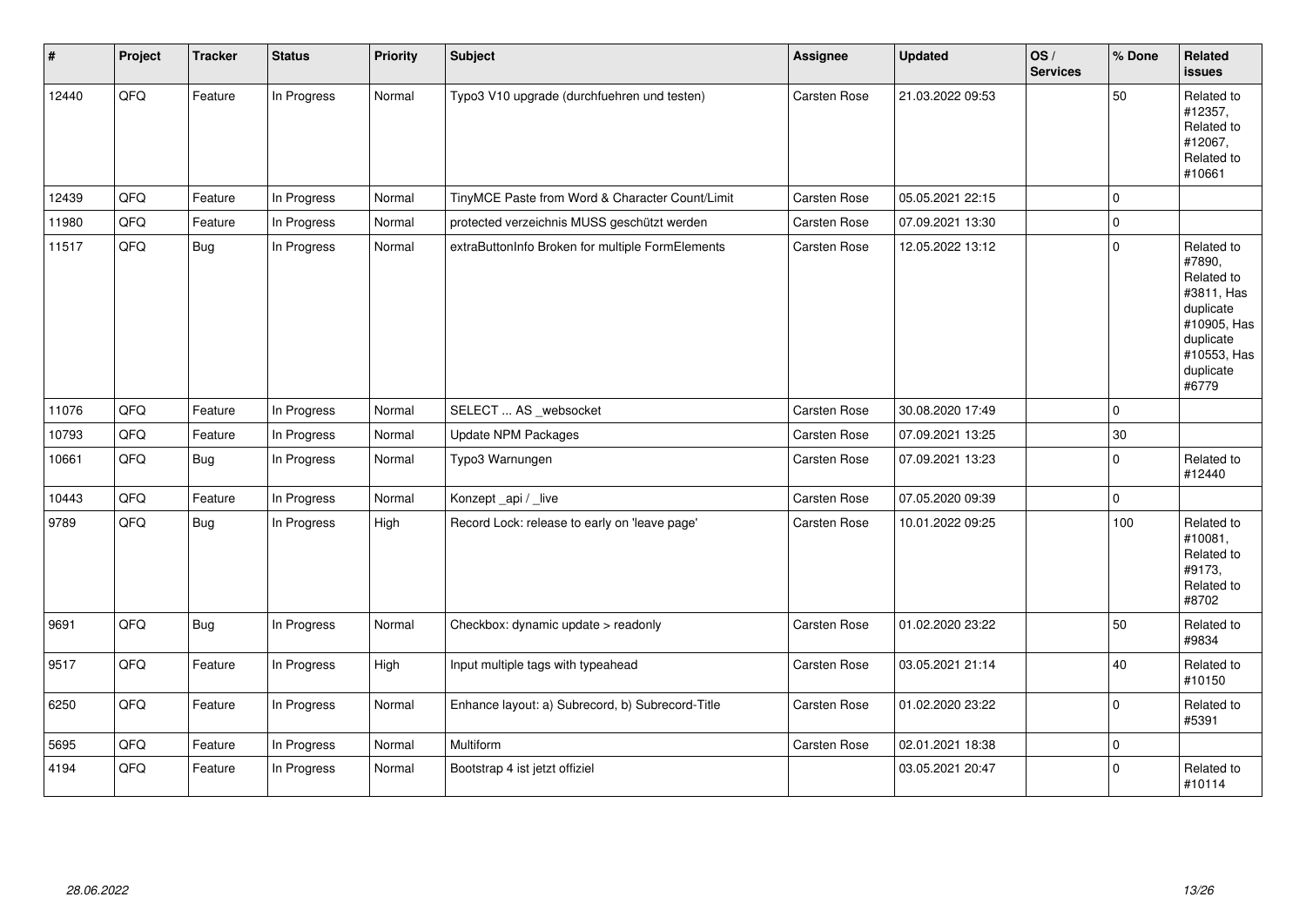| # | Project | Tracker | Status | Priority | Subject | Assignee | Updated | OS / Services | % Done | Related issues |
|---|---|---|---|---|---|---|---|---|---|---|
| 12440 | QFQ | Feature | In Progress | Normal | Typo3 V10 upgrade (durchfuehren und testen) | Carsten Rose | 21.03.2022 09:53 | | 50 | Related to #12357, Related to #12067, Related to #10661 |
| 12439 | QFQ | Feature | In Progress | Normal | TinyMCE Paste from Word & Character Count/Limit | Carsten Rose | 05.05.2021 22:15 | | 0 | |
| 11980 | QFQ | Feature | In Progress | Normal | protected verzeichnis MUSS geschützt werden | Carsten Rose | 07.09.2021 13:30 | | 0 | |
| 11517 | QFQ | Bug | In Progress | Normal | extraButtonInfo Broken for multiple FormElements | Carsten Rose | 12.05.2022 13:12 | | 0 | Related to #7890, Related to #3811, Has duplicate #10905, Has duplicate #10553, Has duplicate #6779 |
| 11076 | QFQ | Feature | In Progress | Normal | SELECT ... AS _websocket | Carsten Rose | 30.08.2020 17:49 | | 0 | |
| 10793 | QFQ | Feature | In Progress | Normal | Update NPM Packages | Carsten Rose | 07.09.2021 13:25 | | 30 | |
| 10661 | QFQ | Bug | In Progress | Normal | Typo3 Warnungen | Carsten Rose | 07.09.2021 13:23 | | 0 | Related to #12440 |
| 10443 | QFQ | Feature | In Progress | Normal | Konzept _api / _live | Carsten Rose | 07.05.2020 09:39 | | 0 | |
| 9789 | QFQ | Bug | In Progress | High | Record Lock: release to early on 'leave page' | Carsten Rose | 10.01.2022 09:25 | | 100 | Related to #10081, Related to #9173, Related to #8702 |
| 9691 | QFQ | Bug | In Progress | Normal | Checkbox: dynamic update > readonly | Carsten Rose | 01.02.2020 23:22 | | 50 | Related to #9834 |
| 9517 | QFQ | Feature | In Progress | High | Input multiple tags with typeahead | Carsten Rose | 03.05.2021 21:14 | | 40 | Related to #10150 |
| 6250 | QFQ | Feature | In Progress | Normal | Enhance layout: a) Subrecord, b) Subrecord-Title | Carsten Rose | 01.02.2020 23:22 | | 0 | Related to #5391 |
| 5695 | QFQ | Feature | In Progress | Normal | Multiform | Carsten Rose | 02.01.2021 18:38 | | 0 | |
| 4194 | QFQ | Feature | In Progress | Normal | Bootstrap 4 ist jetzt offiziel | | 03.05.2021 20:47 | | 0 | Related to #10114 |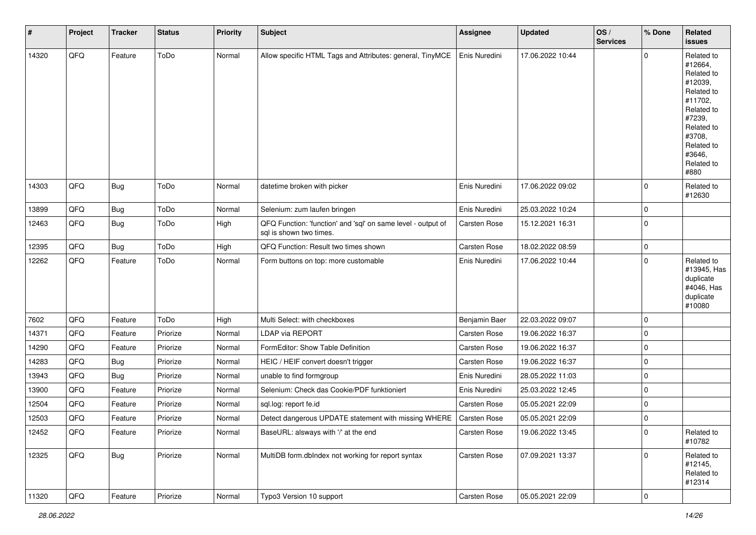| # | Project | Tracker | Status | Priority | Subject | Assignee | Updated | OS / Services | % Done | Related issues |
|---|---|---|---|---|---|---|---|---|---|---|
| 14320 | QFQ | Feature | ToDo | Normal | Allow specific HTML Tags and Attributes: general, TinyMCE | Enis Nuredini | 17.06.2022 10:44 | | 0 | Related to #12664, Related to #12039, Related to #11702, Related to #7239, Related to #3708, Related to #3646, Related to #880 |
| 14303 | QFQ | Bug | ToDo | Normal | datetime broken with picker | Enis Nuredini | 17.06.2022 09:02 | | 0 | Related to #12630 |
| 13899 | QFQ | Bug | ToDo | Normal | Selenium: zum laufen bringen | Enis Nuredini | 25.03.2022 10:24 | | 0 | |
| 12463 | QFQ | Bug | ToDo | High | QFQ Function: 'function' and 'sql' on same level - output of sql is shown two times. | Carsten Rose | 15.12.2021 16:31 | | 0 | |
| 12395 | QFQ | Bug | ToDo | High | QFQ Function: Result two times shown | Carsten Rose | 18.02.2022 08:59 | | 0 | |
| 12262 | QFQ | Feature | ToDo | Normal | Form buttons on top: more customable | Enis Nuredini | 17.06.2022 10:44 | | 0 | Related to #13945, Has duplicate #4046, Has duplicate #10080 |
| 7602 | QFQ | Feature | ToDo | High | Multi Select: with checkboxes | Benjamin Baer | 22.03.2022 09:07 | | 0 | |
| 14371 | QFQ | Feature | Priorize | Normal | LDAP via REPORT | Carsten Rose | 19.06.2022 16:37 | | 0 | |
| 14290 | QFQ | Feature | Priorize | Normal | FormEditor: Show Table Definition | Carsten Rose | 19.06.2022 16:37 | | 0 | |
| 14283 | QFQ | Bug | Priorize | Normal | HEIC / HEIF convert doesn't trigger | Carsten Rose | 19.06.2022 16:37 | | 0 | |
| 13943 | QFQ | Bug | Priorize | Normal | unable to find formgroup | Enis Nuredini | 28.05.2022 11:03 | | 0 | |
| 13900 | QFQ | Feature | Priorize | Normal | Selenium: Check das Cookie/PDF funktioniert | Enis Nuredini | 25.03.2022 12:45 | | 0 | |
| 12504 | QFQ | Feature | Priorize | Normal | sql.log: report fe.id | Carsten Rose | 05.05.2021 22:09 | | 0 | |
| 12503 | QFQ | Feature | Priorize | Normal | Detect dangerous UPDATE statement with missing WHERE | Carsten Rose | 05.05.2021 22:09 | | 0 | |
| 12452 | QFQ | Feature | Priorize | Normal | BaseURL: alsways with '/' at the end | Carsten Rose | 19.06.2022 13:45 | | 0 | Related to #10782 |
| 12325 | QFQ | Bug | Priorize | Normal | MultiDB form.dbIndex not working for report syntax | Carsten Rose | 07.09.2021 13:37 | | 0 | Related to #12145, Related to #12314 |
| 11320 | QFQ | Feature | Priorize | Normal | Typo3 Version 10 support | Carsten Rose | 05.05.2021 22:09 | | 0 | |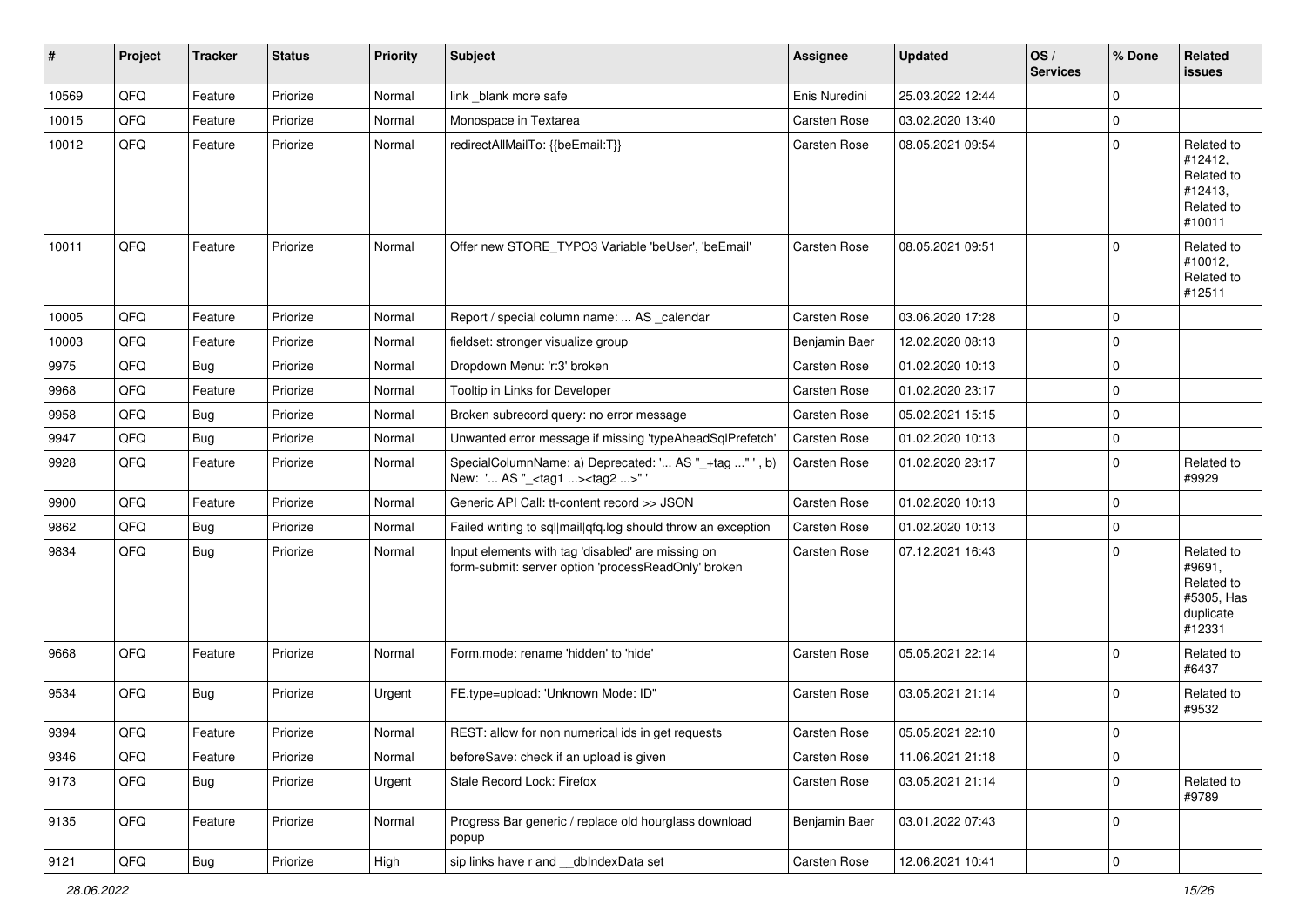| # | Project | Tracker | Status | Priority | Subject | Assignee | Updated | OS / Services | % Done | Related issues |
|---|---|---|---|---|---|---|---|---|---|---|
| 10569 | QFQ | Feature | Priorize | Normal | link _blank more safe | Enis Nuredini | 25.03.2022 12:44 | | 0 | |
| 10015 | QFQ | Feature | Priorize | Normal | Monospace in Textarea | Carsten Rose | 03.02.2020 13:40 | | 0 | |
| 10012 | QFQ | Feature | Priorize | Normal | redirectAllMailTo: {{beEmail:T}} | Carsten Rose | 08.05.2021 09:54 | | 0 | Related to #12412, Related to #12413, Related to #10011 |
| 10011 | QFQ | Feature | Priorize | Normal | Offer new STORE_TYPO3 Variable 'beUser', 'beEmail' | Carsten Rose | 08.05.2021 09:51 | | 0 | Related to #10012, Related to #12511 |
| 10005 | QFQ | Feature | Priorize | Normal | Report / special column name: ... AS _calendar | Carsten Rose | 03.06.2020 17:28 | | 0 | |
| 10003 | QFQ | Feature | Priorize | Normal | fieldset: stronger visualize group | Benjamin Baer | 12.02.2020 08:13 | | 0 | |
| 9975 | QFQ | Bug | Priorize | Normal | Dropdown Menu: 'r:3' broken | Carsten Rose | 01.02.2020 10:13 | | 0 | |
| 9968 | QFQ | Feature | Priorize | Normal | Tooltip in Links for Developer | Carsten Rose | 01.02.2020 23:17 | | 0 | |
| 9958 | QFQ | Bug | Priorize | Normal | Broken subrecord query: no error message | Carsten Rose | 05.02.2021 15:15 | | 0 | |
| 9947 | QFQ | Bug | Priorize | Normal | Unwanted error message if missing 'typeAheadSqlPrefetch' | Carsten Rose | 01.02.2020 10:13 | | 0 | |
| 9928 | QFQ | Feature | Priorize | Normal | SpecialColumnName: a) Deprecated: '... AS "_+tag ..." ', b) New: '... AS "_<tag1 ...><tag2 ...>" ' | Carsten Rose | 01.02.2020 23:17 | | 0 | Related to #9929 |
| 9900 | QFQ | Feature | Priorize | Normal | Generic API Call: tt-content record >> JSON | Carsten Rose | 01.02.2020 10:13 | | 0 | |
| 9862 | QFQ | Bug | Priorize | Normal | Failed writing to sql\|mail\|qfq.log should throw an exception | Carsten Rose | 01.02.2020 10:13 | | 0 | |
| 9834 | QFQ | Bug | Priorize | Normal | Input elements with tag 'disabled' are missing on form-submit: server option 'processReadOnly' broken | Carsten Rose | 07.12.2021 16:43 | | 0 | Related to #9691, Related to #5305, Has duplicate #12331 |
| 9668 | QFQ | Feature | Priorize | Normal | Form.mode: rename 'hidden' to 'hide' | Carsten Rose | 05.05.2021 22:14 | | 0 | Related to #6437 |
| 9534 | QFQ | Bug | Priorize | Urgent | FE.type=upload: 'Unknown Mode: ID" | Carsten Rose | 03.05.2021 21:14 | | 0 | Related to #9532 |
| 9394 | QFQ | Feature | Priorize | Normal | REST: allow for non numerical ids in get requests | Carsten Rose | 05.05.2021 22:10 | | 0 | |
| 9346 | QFQ | Feature | Priorize | Normal | beforeSave: check if an upload is given | Carsten Rose | 11.06.2021 21:18 | | 0 | |
| 9173 | QFQ | Bug | Priorize | Urgent | Stale Record Lock: Firefox | Carsten Rose | 03.05.2021 21:14 | | 0 | Related to #9789 |
| 9135 | QFQ | Feature | Priorize | Normal | Progress Bar generic / replace old hourglass download popup | Benjamin Baer | 03.01.2022 07:43 | | 0 | |
| 9121 | QFQ | Bug | Priorize | High | sip links have r and __dbIndexData set | Carsten Rose | 12.06.2021 10:41 | | 0 | |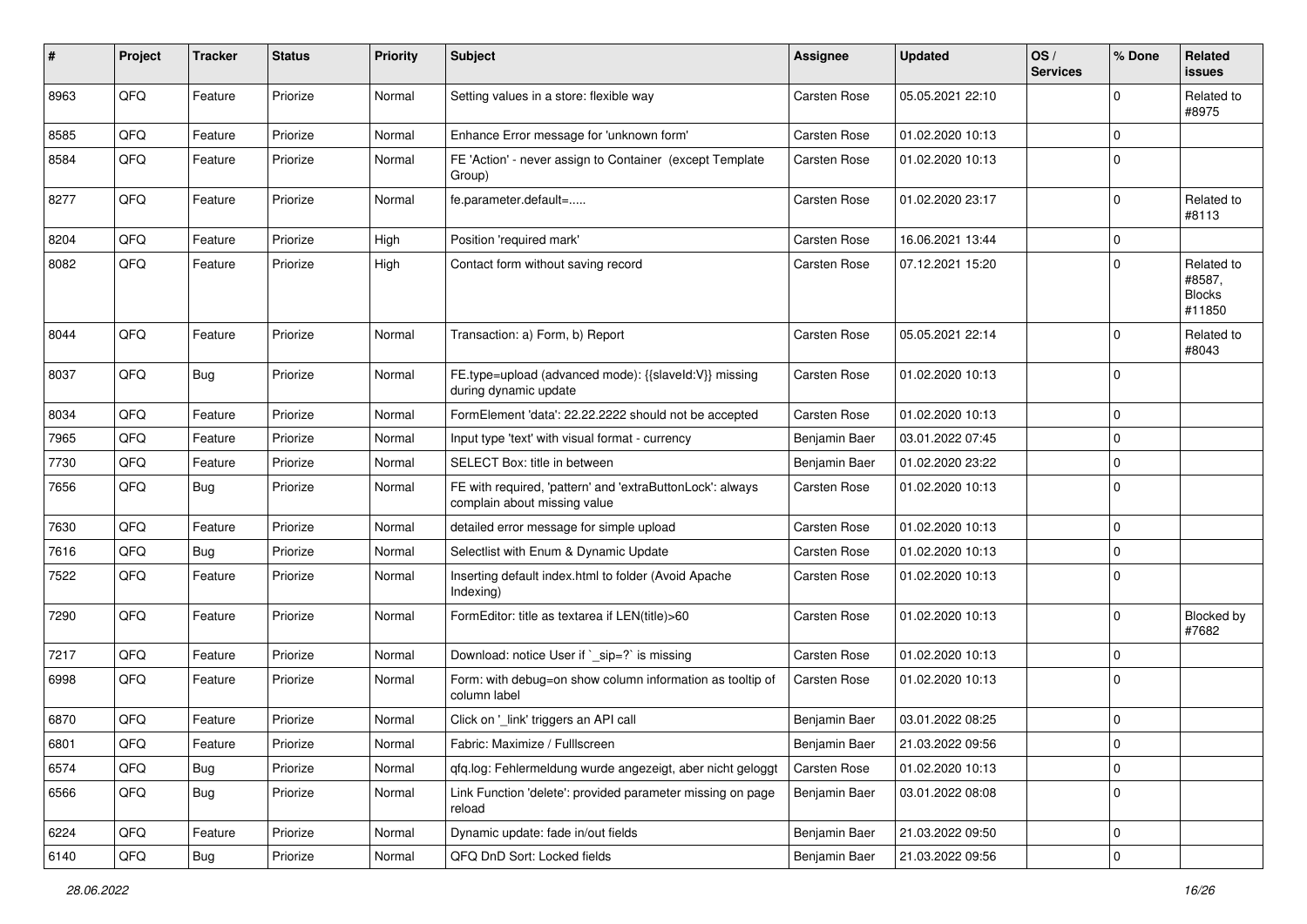| # | Project | Tracker | Status | Priority | Subject | Assignee | Updated | OS / Services | % Done | Related issues |
|---|---|---|---|---|---|---|---|---|---|---|
| 8963 | QFQ | Feature | Priorize | Normal | Setting values in a store: flexible way | Carsten Rose | 05.05.2021 22:10 | | 0 | Related to #8975 |
| 8585 | QFQ | Feature | Priorize | Normal | Enhance Error message for 'unknown form' | Carsten Rose | 01.02.2020 10:13 | | 0 | |
| 8584 | QFQ | Feature | Priorize | Normal | FE 'Action' - never assign to Container (except Template Group) | Carsten Rose | 01.02.2020 10:13 | | 0 | |
| 8277 | QFQ | Feature | Priorize | Normal | fe.parameter.default=..... | Carsten Rose | 01.02.2020 23:17 | | 0 | Related to #8113 |
| 8204 | QFQ | Feature | Priorize | High | Position 'required mark' | Carsten Rose | 16.06.2021 13:44 | | 0 | |
| 8082 | QFQ | Feature | Priorize | High | Contact form without saving record | Carsten Rose | 07.12.2021 15:20 | | 0 | Related to #8587, Blocks #11850 |
| 8044 | QFQ | Feature | Priorize | Normal | Transaction: a) Form, b) Report | Carsten Rose | 05.05.2021 22:14 | | 0 | Related to #8043 |
| 8037 | QFQ | Bug | Priorize | Normal | FE.type=upload (advanced mode): {{slaveId:V}} missing during dynamic update | Carsten Rose | 01.02.2020 10:13 | | 0 | |
| 8034 | QFQ | Feature | Priorize | Normal | FormElement 'data': 22.22.2222 should not be accepted | Carsten Rose | 01.02.2020 10:13 | | 0 | |
| 7965 | QFQ | Feature | Priorize | Normal | Input type 'text' with visual format - currency | Benjamin Baer | 03.01.2022 07:45 | | 0 | |
| 7730 | QFQ | Feature | Priorize | Normal | SELECT Box: title in between | Benjamin Baer | 01.02.2020 23:22 | | 0 | |
| 7656 | QFQ | Bug | Priorize | Normal | FE with required, 'pattern' and 'extraButtonLock': always complain about missing value | Carsten Rose | 01.02.2020 10:13 | | 0 | |
| 7630 | QFQ | Feature | Priorize | Normal | detailed error message for simple upload | Carsten Rose | 01.02.2020 10:13 | | 0 | |
| 7616 | QFQ | Bug | Priorize | Normal | Selectlist with Enum & Dynamic Update | Carsten Rose | 01.02.2020 10:13 | | 0 | |
| 7522 | QFQ | Feature | Priorize | Normal | Inserting default index.html to folder (Avoid Apache Indexing) | Carsten Rose | 01.02.2020 10:13 | | 0 | |
| 7290 | QFQ | Feature | Priorize | Normal | FormEditor: title as textarea if LEN(title)>60 | Carsten Rose | 01.02.2020 10:13 | | 0 | Blocked by #7682 |
| 7217 | QFQ | Feature | Priorize | Normal | Download: notice User if `_sip=?` is missing | Carsten Rose | 01.02.2020 10:13 | | 0 | |
| 6998 | QFQ | Feature | Priorize | Normal | Form: with debug=on show column information as tooltip of column label | Carsten Rose | 01.02.2020 10:13 | | 0 | |
| 6870 | QFQ | Feature | Priorize | Normal | Click on '_link' triggers an API call | Benjamin Baer | 03.01.2022 08:25 | | 0 | |
| 6801 | QFQ | Feature | Priorize | Normal | Fabric: Maximize / Fulllscreen | Benjamin Baer | 21.03.2022 09:56 | | 0 | |
| 6574 | QFQ | Bug | Priorize | Normal | qfq.log: Fehlermeldung wurde angezeigt, aber nicht geloggt | Carsten Rose | 01.02.2020 10:13 | | 0 | |
| 6566 | QFQ | Bug | Priorize | Normal | Link Function 'delete': provided parameter missing on page reload | Benjamin Baer | 03.01.2022 08:08 | | 0 | |
| 6224 | QFQ | Feature | Priorize | Normal | Dynamic update: fade in/out fields | Benjamin Baer | 21.03.2022 09:50 | | 0 | |
| 6140 | QFQ | Bug | Priorize | Normal | QFQ DnD Sort: Locked fields | Benjamin Baer | 21.03.2022 09:56 | | 0 | |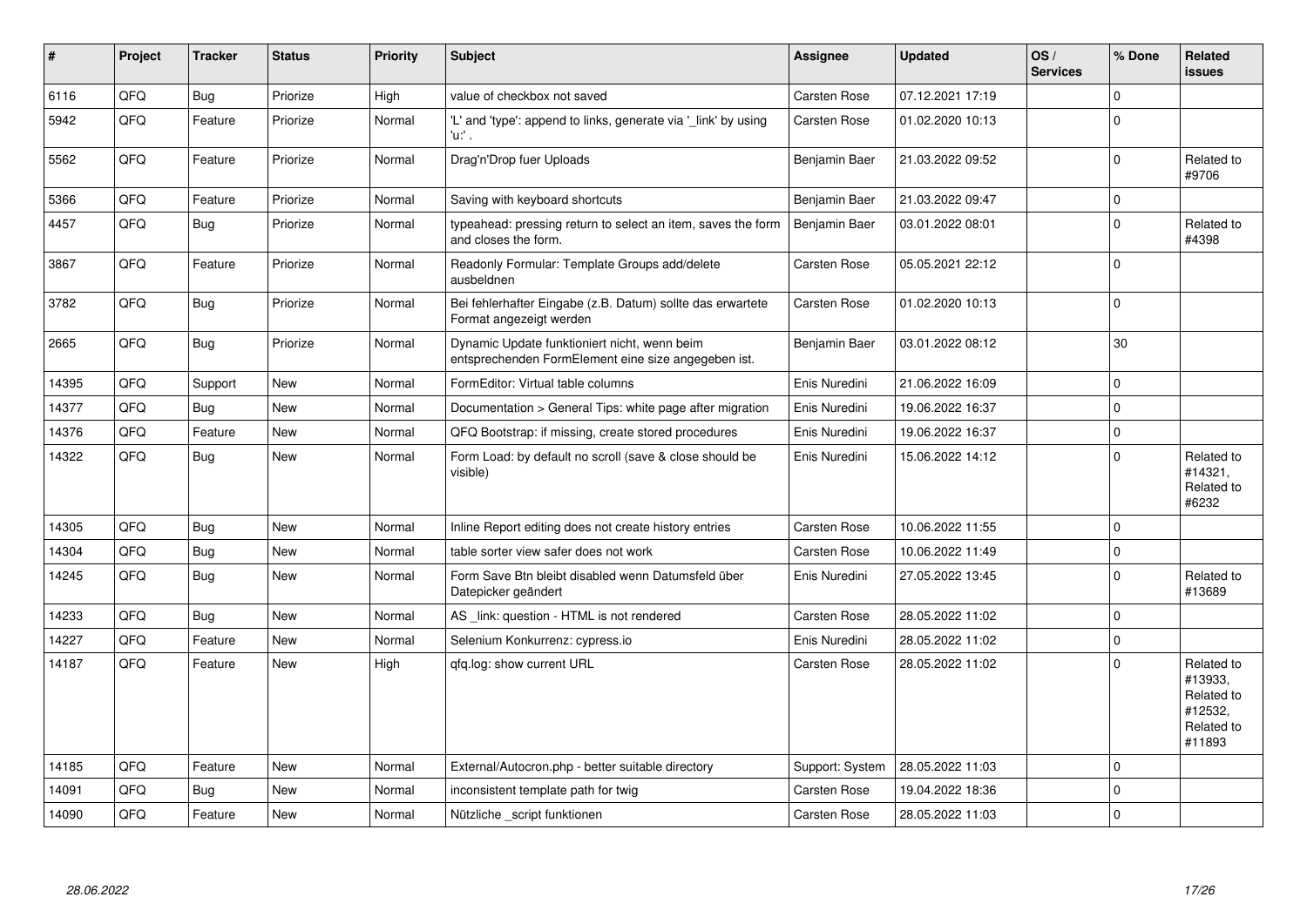| # | Project | Tracker | Status | Priority | Subject | Assignee | Updated | OS / Services | % Done | Related issues |
|---|---|---|---|---|---|---|---|---|---|---|
| 6116 | QFQ | Bug | Priorize | High | value of checkbox not saved | Carsten Rose | 07.12.2021 17:19 | | 0 | |
| 5942 | QFQ | Feature | Priorize | Normal | 'L' and 'type': append to links, generate via '_link' by using 'u:' . | Carsten Rose | 01.02.2020 10:13 | | 0 | |
| 5562 | QFQ | Feature | Priorize | Normal | Drag'n'Drop fuer Uploads | Benjamin Baer | 21.03.2022 09:52 | | 0 | Related to #9706 |
| 5366 | QFQ | Feature | Priorize | Normal | Saving with keyboard shortcuts | Benjamin Baer | 21.03.2022 09:47 | | 0 | |
| 4457 | QFQ | Bug | Priorize | Normal | typeahead: pressing return to select an item, saves the form and closes the form. | Benjamin Baer | 03.01.2022 08:01 | | 0 | Related to #4398 |
| 3867 | QFQ | Feature | Priorize | Normal | Readonly Formular: Template Groups add/delete ausbeldnen | Carsten Rose | 05.05.2021 22:12 | | 0 | |
| 3782 | QFQ | Bug | Priorize | Normal | Bei fehlerhafter Eingabe (z.B. Datum) sollte das erwartete Format angezeigt werden | Carsten Rose | 01.02.2020 10:13 | | 0 | |
| 2665 | QFQ | Bug | Priorize | Normal | Dynamic Update funktioniert nicht, wenn beim entsprechenden FormElement eine size angegeben ist. | Benjamin Baer | 03.01.2022 08:12 | | 30 | |
| 14395 | QFQ | Support | New | Normal | FormEditor: Virtual table columns | Enis Nuredini | 21.06.2022 16:09 | | 0 | |
| 14377 | QFQ | Bug | New | Normal | Documentation > General Tips: white page after migration | Enis Nuredini | 19.06.2022 16:37 | | 0 | |
| 14376 | QFQ | Feature | New | Normal | QFQ Bootstrap: if missing, create stored procedures | Enis Nuredini | 19.06.2022 16:37 | | 0 | |
| 14322 | QFQ | Bug | New | Normal | Form Load: by default no scroll (save & close should be visible) | Enis Nuredini | 15.06.2022 14:12 | | 0 | Related to #14321, Related to #6232 |
| 14305 | QFQ | Bug | New | Normal | Inline Report editing does not create history entries | Carsten Rose | 10.06.2022 11:55 | | 0 | |
| 14304 | QFQ | Bug | New | Normal | table sorter view safer does not work | Carsten Rose | 10.06.2022 11:49 | | 0 | |
| 14245 | QFQ | Bug | New | Normal | Form Save Btn bleibt disabled wenn Datumsfeld über Datepicker geändert | Enis Nuredini | 27.05.2022 13:45 | | 0 | Related to #13689 |
| 14233 | QFQ | Bug | New | Normal | AS _link: question - HTML is not rendered | Carsten Rose | 28.05.2022 11:02 | | 0 | |
| 14227 | QFQ | Feature | New | Normal | Selenium Konkurrenz: cypress.io | Enis Nuredini | 28.05.2022 11:02 | | 0 | |
| 14187 | QFQ | Feature | New | High | qfq.log: show current URL | Carsten Rose | 28.05.2022 11:02 | | 0 | Related to #13933, Related to #12532, Related to #11893 |
| 14185 | QFQ | Feature | New | Normal | External/Autocron.php - better suitable directory | Support: System | 28.05.2022 11:03 | | 0 | |
| 14091 | QFQ | Bug | New | Normal | inconsistent template path for twig | Carsten Rose | 19.04.2022 18:36 | | 0 | |
| 14090 | QFQ | Feature | New | Normal | Nützliche _script funktionen | Carsten Rose | 28.05.2022 11:03 | | 0 | |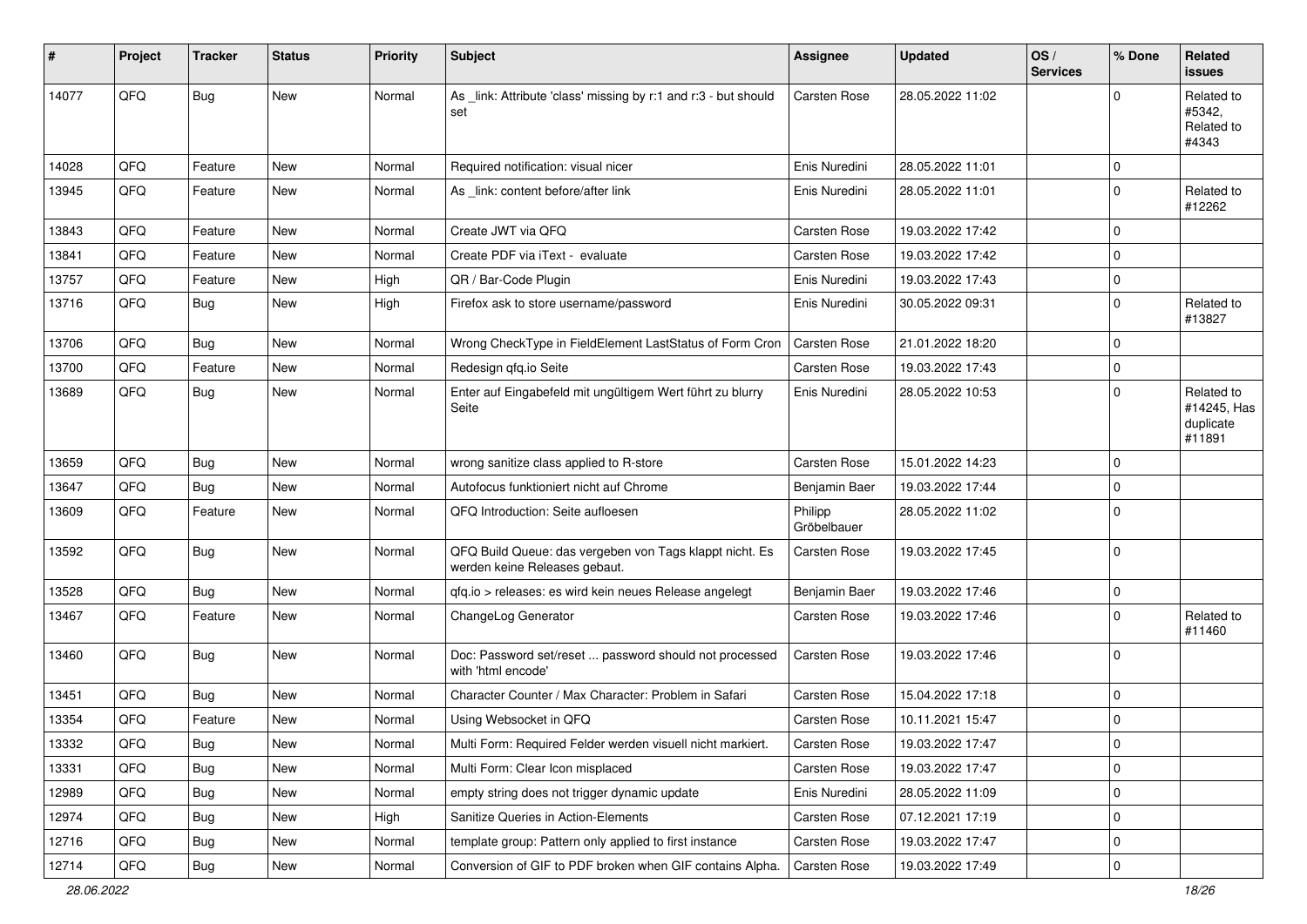| # | Project | Tracker | Status | Priority | Subject | Assignee | Updated | OS / Services | % Done | Related issues |
|---|---|---|---|---|---|---|---|---|---|---|
| 14077 | QFQ | Bug | New | Normal | As _link: Attribute 'class' missing by r:1 and r:3 - but should set | Carsten Rose | 28.05.2022 11:02 | | 0 | Related to #5342, Related to #4343 |
| 14028 | QFQ | Feature | New | Normal | Required notification: visual nicer | Enis Nuredini | 28.05.2022 11:01 | | 0 | |
| 13945 | QFQ | Feature | New | Normal | As _link: content before/after link | Enis Nuredini | 28.05.2022 11:01 | | 0 | Related to #12262 |
| 13843 | QFQ | Feature | New | Normal | Create JWT via QFQ | Carsten Rose | 19.03.2022 17:42 | | 0 | |
| 13841 | QFQ | Feature | New | Normal | Create PDF via iText - evaluate | Carsten Rose | 19.03.2022 17:42 | | 0 | |
| 13757 | QFQ | Feature | New | High | QR / Bar-Code Plugin | Enis Nuredini | 19.03.2022 17:43 | | 0 | |
| 13716 | QFQ | Bug | New | High | Firefox ask to store username/password | Enis Nuredini | 30.05.2022 09:31 | | 0 | Related to #13827 |
| 13706 | QFQ | Bug | New | Normal | Wrong CheckType in FieldElement LastStatus of Form Cron | Carsten Rose | 21.01.2022 18:20 | | 0 | |
| 13700 | QFQ | Feature | New | Normal | Redesign qfq.io Seite | Carsten Rose | 19.03.2022 17:43 | | 0 | |
| 13689 | QFQ | Bug | New | Normal | Enter auf Eingabefeld mit ungültigem Wert führt zu blurry Seite | Enis Nuredini | 28.05.2022 10:53 | | 0 | Related to #14245, Has duplicate #11891 |
| 13659 | QFQ | Bug | New | Normal | wrong sanitize class applied to R-store | Carsten Rose | 15.01.2022 14:23 | | 0 | |
| 13647 | QFQ | Bug | New | Normal | Autofocus funktioniert nicht auf Chrome | Benjamin Baer | 19.03.2022 17:44 | | 0 | |
| 13609 | QFQ | Feature | New | Normal | QFQ Introduction: Seite aufloesen | Philipp Gröbelbauer | 28.05.2022 11:02 | | 0 | |
| 13592 | QFQ | Bug | New | Normal | QFQ Build Queue: das vergeben von Tags klappt nicht. Es werden keine Releases gebaut. | Carsten Rose | 19.03.2022 17:45 | | 0 | |
| 13528 | QFQ | Bug | New | Normal | qfq.io > releases: es wird kein neues Release angelegt | Benjamin Baer | 19.03.2022 17:46 | | 0 | |
| 13467 | QFQ | Feature | New | Normal | ChangeLog Generator | Carsten Rose | 19.03.2022 17:46 | | 0 | Related to #11460 |
| 13460 | QFQ | Bug | New | Normal | Doc: Password set/reset ... password should not processed with 'html encode' | Carsten Rose | 19.03.2022 17:46 | | 0 | |
| 13451 | QFQ | Bug | New | Normal | Character Counter / Max Character: Problem in Safari | Carsten Rose | 15.04.2022 17:18 | | 0 | |
| 13354 | QFQ | Feature | New | Normal | Using Websocket in QFQ | Carsten Rose | 10.11.2021 15:47 | | 0 | |
| 13332 | QFQ | Bug | New | Normal | Multi Form: Required Felder werden visuell nicht markiert. | Carsten Rose | 19.03.2022 17:47 | | 0 | |
| 13331 | QFQ | Bug | New | Normal | Multi Form: Clear Icon misplaced | Carsten Rose | 19.03.2022 17:47 | | 0 | |
| 12989 | QFQ | Bug | New | Normal | empty string does not trigger dynamic update | Enis Nuredini | 28.05.2022 11:09 | | 0 | |
| 12974 | QFQ | Bug | New | High | Sanitize Queries in Action-Elements | Carsten Rose | 07.12.2021 17:19 | | 0 | |
| 12716 | QFQ | Bug | New | Normal | template group: Pattern only applied to first instance | Carsten Rose | 19.03.2022 17:47 | | 0 | |
| 12714 | QFQ | Bug | New | Normal | Conversion of GIF to PDF broken when GIF contains Alpha. | Carsten Rose | 19.03.2022 17:49 | | 0 | |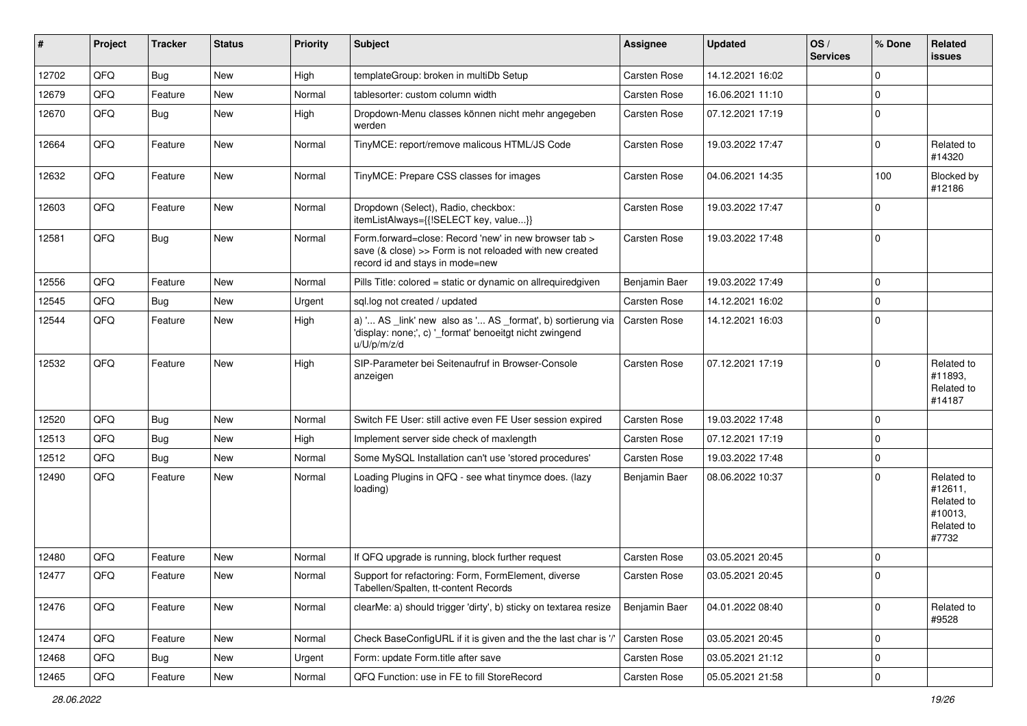| # | Project | Tracker | Status | Priority | Subject | Assignee | Updated | OS / Services | % Done | Related issues |
|---|---|---|---|---|---|---|---|---|---|---|
| 12702 | QFQ | Bug | New | High | templateGroup: broken in multiDb Setup | Carsten Rose | 14.12.2021 16:02 | | 0 | |
| 12679 | QFQ | Feature | New | Normal | tablesorter: custom column width | Carsten Rose | 16.06.2021 11:10 | | 0 | |
| 12670 | QFQ | Bug | New | High | Dropdown-Menu classes können nicht mehr angegeben werden | Carsten Rose | 07.12.2021 17:19 | | 0 | |
| 12664 | QFQ | Feature | New | Normal | TinyMCE: report/remove malicous HTML/JS Code | Carsten Rose | 19.03.2022 17:47 | | 0 | Related to #14320 |
| 12632 | QFQ | Feature | New | Normal | TinyMCE: Prepare CSS classes for images | Carsten Rose | 04.06.2021 14:35 | | 100 | Blocked by #12186 |
| 12603 | QFQ | Feature | New | Normal | Dropdown (Select), Radio, checkbox: itemListAlways={{!SELECT key, value...}} | Carsten Rose | 19.03.2022 17:47 | | 0 | |
| 12581 | QFQ | Bug | New | Normal | Form.forward=close: Record 'new' in new browser tab > save (& close) >> Form is not reloaded with new created record id and stays in mode=new | Carsten Rose | 19.03.2022 17:48 | | 0 | |
| 12556 | QFQ | Feature | New | Normal | Pills Title: colored = static or dynamic on allrequiredgiven | Benjamin Baer | 19.03.2022 17:49 | | 0 | |
| 12545 | QFQ | Bug | New | Urgent | sql.log not created / updated | Carsten Rose | 14.12.2021 16:02 | | 0 | |
| 12544 | QFQ | Feature | New | High | a) '... AS _link' new also as '... AS _format', b) sortierung via 'display: none;', c) '_format' benoeitgt nicht zwingend u/U/p/m/z/d | Carsten Rose | 14.12.2021 16:03 | | 0 | |
| 12532 | QFQ | Feature | New | High | SIP-Parameter bei Seitenaufruf in Browser-Console anzeigen | Carsten Rose | 07.12.2021 17:19 | | 0 | Related to #11893, Related to #14187 |
| 12520 | QFQ | Bug | New | Normal | Switch FE User: still active even FE User session expired | Carsten Rose | 19.03.2022 17:48 | | 0 | |
| 12513 | QFQ | Bug | New | High | Implement server side check of maxlength | Carsten Rose | 07.12.2021 17:19 | | 0 | |
| 12512 | QFQ | Bug | New | Normal | Some MySQL Installation can't use 'stored procedures' | Carsten Rose | 19.03.2022 17:48 | | 0 | |
| 12490 | QFQ | Feature | New | Normal | Loading Plugins in QFQ - see what tinymce does. (lazy loading) | Benjamin Baer | 08.06.2022 10:37 | | 0 | Related to #12611, Related to #10013, Related to #7732 |
| 12480 | QFQ | Feature | New | Normal | If QFQ upgrade is running, block further request | Carsten Rose | 03.05.2021 20:45 | | 0 | |
| 12477 | QFQ | Feature | New | Normal | Support for refactoring: Form, FormElement, diverse Tabellen/Spalten, tt-content Records | Carsten Rose | 03.05.2021 20:45 | | 0 | |
| 12476 | QFQ | Feature | New | Normal | clearMe: a) should trigger 'dirty', b) sticky on textarea resize | Benjamin Baer | 04.01.2022 08:40 | | 0 | Related to #9528 |
| 12474 | QFQ | Feature | New | Normal | Check BaseConfigURL if it is given and the the last char is '/' | Carsten Rose | 03.05.2021 20:45 | | 0 | |
| 12468 | QFQ | Bug | New | Urgent | Form: update Form.title after save | Carsten Rose | 03.05.2021 21:12 | | 0 | |
| 12465 | QFQ | Feature | New | Normal | QFQ Function: use in FE to fill StoreRecord | Carsten Rose | 05.05.2021 21:58 | | 0 | |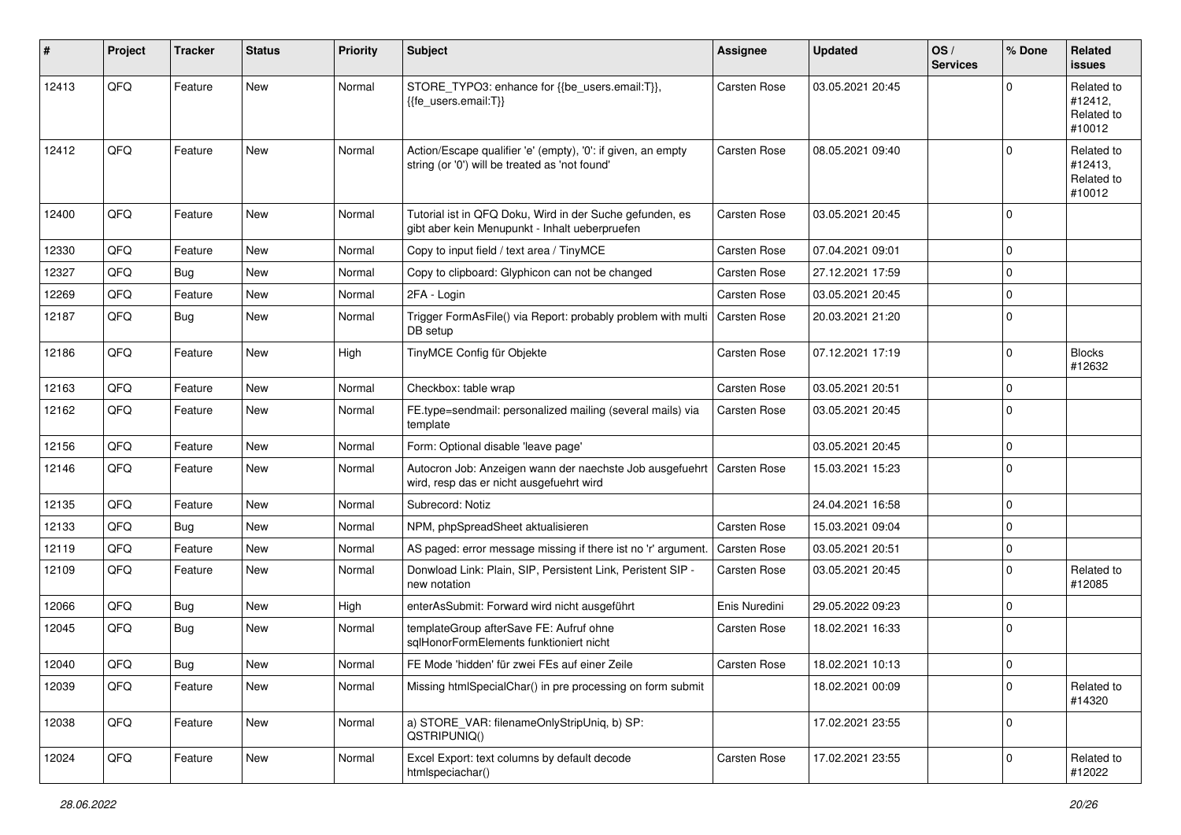| # | Project | Tracker | Status | Priority | Subject | Assignee | Updated | OS / Services | % Done | Related issues |
|---|---|---|---|---|---|---|---|---|---|---|
| 12413 | QFQ | Feature | New | Normal | STORE_TYPO3: enhance for {{be_users.email:T}}, {{fe_users.email:T}} | Carsten Rose | 03.05.2021 20:45 | | 0 | Related to #12412, Related to #10012 |
| 12412 | QFQ | Feature | New | Normal | Action/Escape qualifier 'e' (empty), '0': if given, an empty string (or '0') will be treated as 'not found' | Carsten Rose | 08.05.2021 09:40 | | 0 | Related to #12413, Related to #10012 |
| 12400 | QFQ | Feature | New | Normal | Tutorial ist in QFQ Doku, Wird in der Suche gefunden, es gibt aber kein Menupunkt - Inhalt ueberpruefen | Carsten Rose | 03.05.2021 20:45 | | 0 | |
| 12330 | QFQ | Feature | New | Normal | Copy to input field / text area / TinyMCE | Carsten Rose | 07.04.2021 09:01 | | 0 | |
| 12327 | QFQ | Bug | New | Normal | Copy to clipboard: Glyphicon can not be changed | Carsten Rose | 27.12.2021 17:59 | | 0 | |
| 12269 | QFQ | Feature | New | Normal | 2FA - Login | Carsten Rose | 03.05.2021 20:45 | | 0 | |
| 12187 | QFQ | Bug | New | Normal | Trigger FormAsFile() via Report: probably problem with multi DB setup | Carsten Rose | 20.03.2021 21:20 | | 0 | |
| 12186 | QFQ | Feature | New | High | TinyMCE Config für Objekte | Carsten Rose | 07.12.2021 17:19 | | 0 | Blocks #12632 |
| 12163 | QFQ | Feature | New | Normal | Checkbox: table wrap | Carsten Rose | 03.05.2021 20:51 | | 0 | |
| 12162 | QFQ | Feature | New | Normal | FE.type=sendmail: personalized mailing (several mails) via template | Carsten Rose | 03.05.2021 20:45 | | 0 | |
| 12156 | QFQ | Feature | New | Normal | Form: Optional disable 'leave page' | | 03.05.2021 20:45 | | 0 | |
| 12146 | QFQ | Feature | New | Normal | Autocron Job: Anzeigen wann der naechste Job ausgefuehrt wird, resp das er nicht ausgefuehrt wird | Carsten Rose | 15.03.2021 15:23 | | 0 | |
| 12135 | QFQ | Feature | New | Normal | Subrecord: Notiz | | 24.04.2021 16:58 | | 0 | |
| 12133 | QFQ | Bug | New | Normal | NPM, phpSpreadSheet aktualisieren | Carsten Rose | 15.03.2021 09:04 | | 0 | |
| 12119 | QFQ | Feature | New | Normal | AS paged: error message missing if there ist no 'r' argument. | Carsten Rose | 03.05.2021 20:51 | | 0 | |
| 12109 | QFQ | Feature | New | Normal | Donwload Link: Plain, SIP, Persistent Link, Peristent SIP - new notation | Carsten Rose | 03.05.2021 20:45 | | 0 | Related to #12085 |
| 12066 | QFQ | Bug | New | High | enterAsSubmit: Forward wird nicht ausgeführt | Enis Nuredini | 29.05.2022 09:23 | | 0 | |
| 12045 | QFQ | Bug | New | Normal | templateGroup afterSave FE: Aufruf ohne sqlHonorFormElements funktioniert nicht | Carsten Rose | 18.02.2021 16:33 | | 0 | |
| 12040 | QFQ | Bug | New | Normal | FE Mode 'hidden' für zwei FEs auf einer Zeile | Carsten Rose | 18.02.2021 10:13 | | 0 | |
| 12039 | QFQ | Feature | New | Normal | Missing htmlSpecialChar() in pre processing on form submit | | 18.02.2021 00:09 | | 0 | Related to #14320 |
| 12038 | QFQ | Feature | New | Normal | a) STORE_VAR: filenameOnlyStripUniq, b) SP: QSTRIPUNIQ() | | 17.02.2021 23:55 | | 0 | |
| 12024 | QFQ | Feature | New | Normal | Excel Export: text columns by default decode htmlspeciachar() | Carsten Rose | 17.02.2021 23:55 | | 0 | Related to #12022 |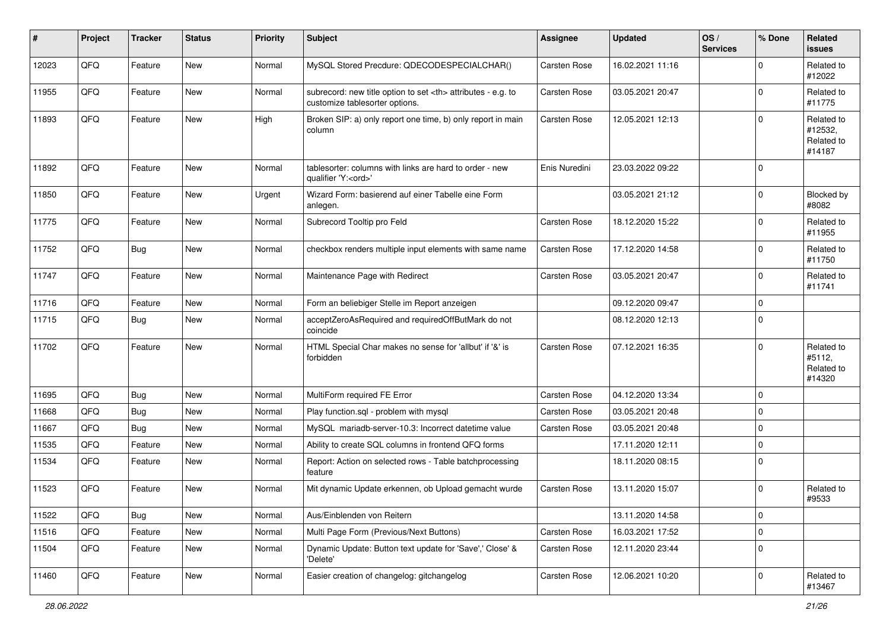| # | Project | Tracker | Status | Priority | Subject | Assignee | Updated | OS / Services | % Done | Related issues |
|---|---|---|---|---|---|---|---|---|---|---|
| 12023 | QFQ | Feature | New | Normal | MySQL Stored Precdure: QDECODESPECIALCHAR() | Carsten Rose | 16.02.2021 11:16 | | 0 | Related to #12022 |
| 11955 | QFQ | Feature | New | Normal | subrecord: new title option to set <th> attributes - e.g. to customize tablesorter options. | Carsten Rose | 03.05.2021 20:47 | | 0 | Related to #11775 |
| 11893 | QFQ | Feature | New | High | Broken SIP: a) only report one time, b) only report in main column | Carsten Rose | 12.05.2021 12:13 | | 0 | Related to #12532, Related to #14187 |
| 11892 | QFQ | Feature | New | Normal | tablesorter: columns with links are hard to order - new qualifier 'Y:<ord>' | Enis Nuredini | 23.03.2022 09:22 | | 0 | |
| 11850 | QFQ | Feature | New | Urgent | Wizard Form: basierend auf einer Tabelle eine Form anlegen. | | 03.05.2021 21:12 | | 0 | Blocked by #8082 |
| 11775 | QFQ | Feature | New | Normal | Subrecord Tooltip pro Feld | Carsten Rose | 18.12.2020 15:22 | | 0 | Related to #11955 |
| 11752 | QFQ | Bug | New | Normal | checkbox renders multiple input elements with same name | Carsten Rose | 17.12.2020 14:58 | | 0 | Related to #11750 |
| 11747 | QFQ | Feature | New | Normal | Maintenance Page with Redirect | Carsten Rose | 03.05.2021 20:47 | | 0 | Related to #11741 |
| 11716 | QFQ | Feature | New | Normal | Form an beliebiger Stelle im Report anzeigen | | 09.12.2020 09:47 | | 0 | |
| 11715 | QFQ | Bug | New | Normal | acceptZeroAsRequired and requiredOffButMark do not coincide | | 08.12.2020 12:13 | | 0 | |
| 11702 | QFQ | Feature | New | Normal | HTML Special Char makes no sense for 'allbut' if '&' is forbidden | Carsten Rose | 07.12.2021 16:35 | | 0 | Related to #5112, Related to #14320 |
| 11695 | QFQ | Bug | New | Normal | MultiForm required FE Error | Carsten Rose | 04.12.2020 13:34 | | 0 | |
| 11668 | QFQ | Bug | New | Normal | Play function.sql - problem with mysql | Carsten Rose | 03.05.2021 20:48 | | 0 | |
| 11667 | QFQ | Bug | New | Normal | MySQL mariadb-server-10.3: Incorrect datetime value | Carsten Rose | 03.05.2021 20:48 | | 0 | |
| 11535 | QFQ | Feature | New | Normal | Ability to create SQL columns in frontend QFQ forms | | 17.11.2020 12:11 | | 0 | |
| 11534 | QFQ | Feature | New | Normal | Report: Action on selected rows - Table batchprocessing feature | | 18.11.2020 08:15 | | 0 | |
| 11523 | QFQ | Feature | New | Normal | Mit dynamic Update erkennen, ob Upload gemacht wurde | Carsten Rose | 13.11.2020 15:07 | | 0 | Related to #9533 |
| 11522 | QFQ | Bug | New | Normal | Aus/Einblenden von Reitern | | 13.11.2020 14:58 | | 0 | |
| 11516 | QFQ | Feature | New | Normal | Multi Page Form (Previous/Next Buttons) | Carsten Rose | 16.03.2021 17:52 | | 0 | |
| 11504 | QFQ | Feature | New | Normal | Dynamic Update: Button text update for 'Save',' Close' & 'Delete' | Carsten Rose | 12.11.2020 23:44 | | 0 | |
| 11460 | QFQ | Feature | New | Normal | Easier creation of changelog: gitchangelog | Carsten Rose | 12.06.2021 10:20 | | 0 | Related to #13467 |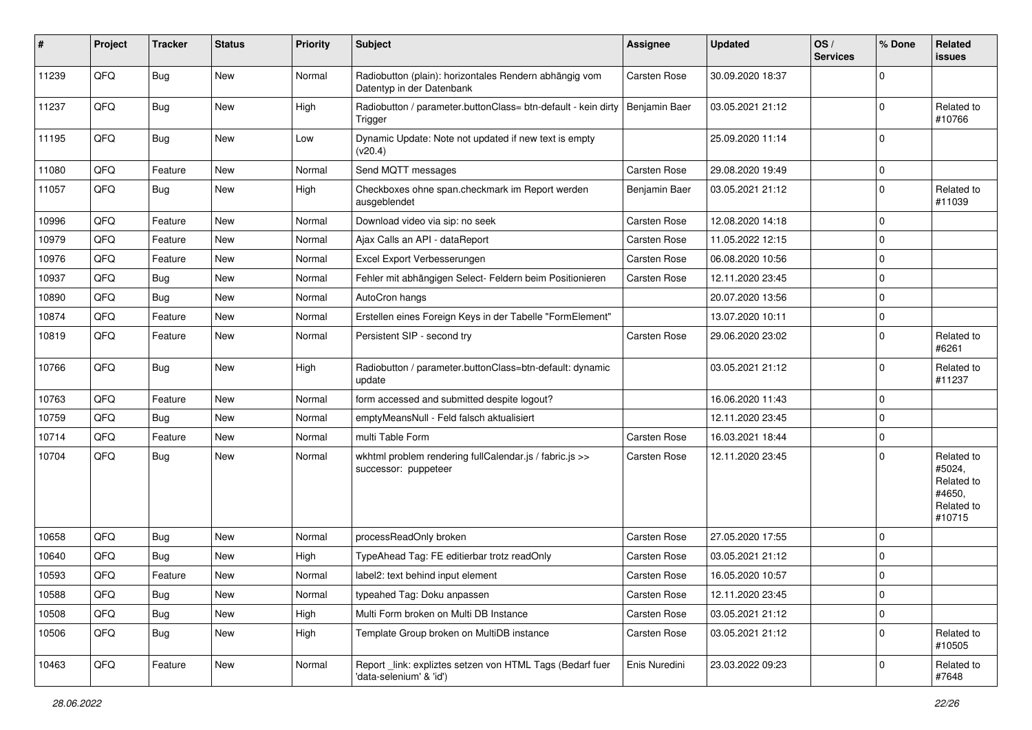| # | Project | Tracker | Status | Priority | Subject | Assignee | Updated | OS / Services | % Done | Related issues |
|---|---|---|---|---|---|---|---|---|---|---|
| 11239 | QFQ | Bug | New | Normal | Radiobutton (plain): horizontales Rendern abhängig vom Datentyp in der Datenbank | Carsten Rose | 30.09.2020 18:37 | | 0 | |
| 11237 | QFQ | Bug | New | High | Radiobutton / parameter.buttonClass= btn-default - kein dirty Trigger | Benjamin Baer | 03.05.2021 21:12 | | 0 | Related to #10766 |
| 11195 | QFQ | Bug | New | Low | Dynamic Update: Note not updated if new text is empty (v20.4) | | 25.09.2020 11:14 | | 0 | |
| 11080 | QFQ | Feature | New | Normal | Send MQTT messages | Carsten Rose | 29.08.2020 19:49 | | 0 | |
| 11057 | QFQ | Bug | New | High | Checkboxes ohne span.checkmark im Report werden ausgeblendet | Benjamin Baer | 03.05.2021 21:12 | | 0 | Related to #11039 |
| 10996 | QFQ | Feature | New | Normal | Download video via sip: no seek | Carsten Rose | 12.08.2020 14:18 | | 0 | |
| 10979 | QFQ | Feature | New | Normal | Ajax Calls an API - dataReport | Carsten Rose | 11.05.2022 12:15 | | 0 | |
| 10976 | QFQ | Feature | New | Normal | Excel Export Verbesserungen | Carsten Rose | 06.08.2020 10:56 | | 0 | |
| 10937 | QFQ | Bug | New | Normal | Fehler mit abhängigen Select- Feldern beim Positionieren | Carsten Rose | 12.11.2020 23:45 | | 0 | |
| 10890 | QFQ | Bug | New | Normal | AutoCron hangs | | 20.07.2020 13:56 | | 0 | |
| 10874 | QFQ | Feature | New | Normal | Erstellen eines Foreign Keys in der Tabelle "FormElement" | | 13.07.2020 10:11 | | 0 | |
| 10819 | QFQ | Feature | New | Normal | Persistent SIP - second try | Carsten Rose | 29.06.2020 23:02 | | 0 | Related to #6261 |
| 10766 | QFQ | Bug | New | High | Radiobutton / parameter.buttonClass=btn-default: dynamic update | | 03.05.2021 21:12 | | 0 | Related to #11237 |
| 10763 | QFQ | Feature | New | Normal | form accessed and submitted despite logout? | | 16.06.2020 11:43 | | 0 | |
| 10759 | QFQ | Bug | New | Normal | emptyMeansNull - Feld falsch aktualisiert | | 12.11.2020 23:45 | | 0 | |
| 10714 | QFQ | Feature | New | Normal | multi Table Form | Carsten Rose | 16.03.2021 18:44 | | 0 | |
| 10704 | QFQ | Bug | New | Normal | wkhtml problem rendering fullCalendar.js / fabric.js >> successor: puppeteer | Carsten Rose | 12.11.2020 23:45 | | 0 | Related to #5024, Related to #4650, Related to #10715 |
| 10658 | QFQ | Bug | New | Normal | processReadOnly broken | Carsten Rose | 27.05.2020 17:55 | | 0 | |
| 10640 | QFQ | Bug | New | High | TypeAhead Tag: FE editierbar trotz readOnly | Carsten Rose | 03.05.2021 21:12 | | 0 | |
| 10593 | QFQ | Feature | New | Normal | label2: text behind input element | Carsten Rose | 16.05.2020 10:57 | | 0 | |
| 10588 | QFQ | Bug | New | Normal | typeahed Tag: Doku anpassen | Carsten Rose | 12.11.2020 23:45 | | 0 | |
| 10508 | QFQ | Bug | New | High | Multi Form broken on Multi DB Instance | Carsten Rose | 03.05.2021 21:12 | | 0 | |
| 10506 | QFQ | Bug | New | High | Template Group broken on MultiDB instance | Carsten Rose | 03.05.2021 21:12 | | 0 | Related to #10505 |
| 10463 | QFQ | Feature | New | Normal | Report _link: expliztes setzen von HTML Tags (Bedarf fuer 'data-selenium' & 'id') | Enis Nuredini | 23.03.2022 09:23 | | 0 | Related to #7648 |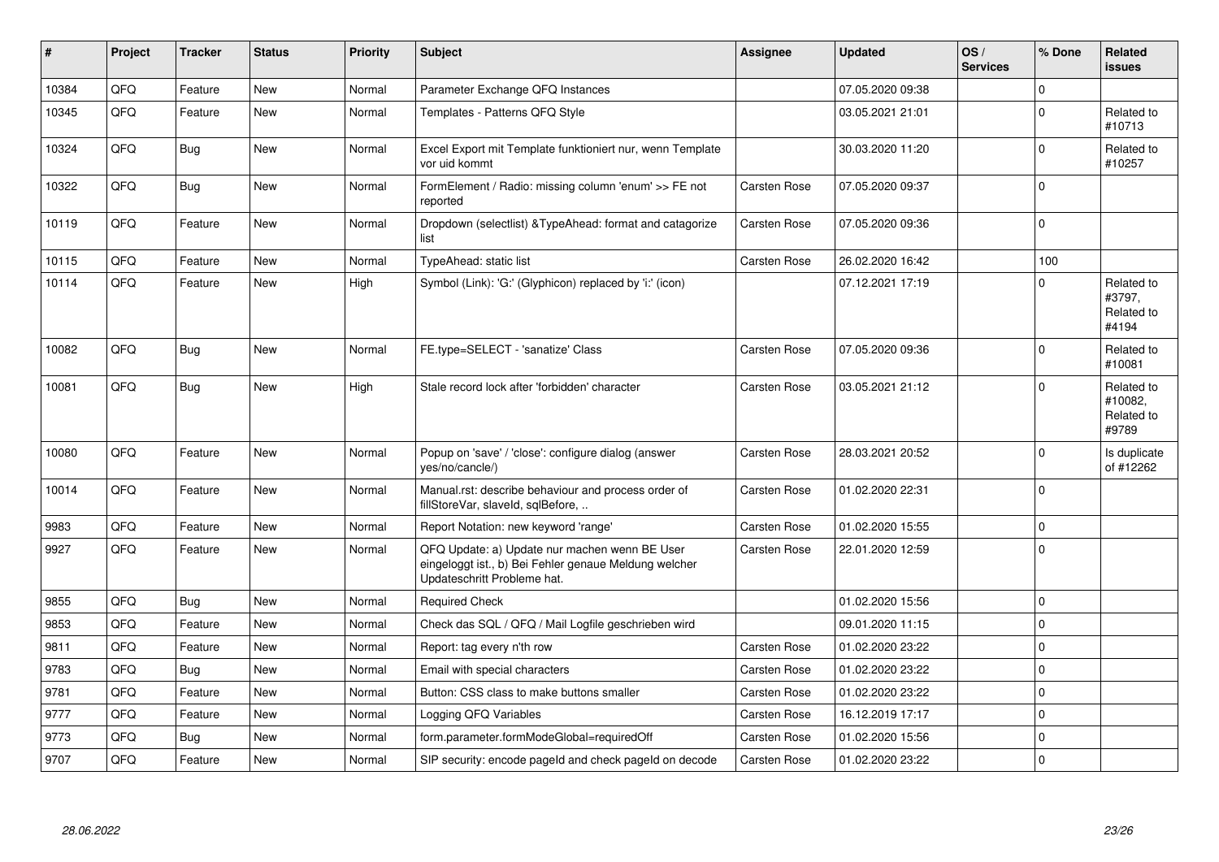| # | Project | Tracker | Status | Priority | Subject | Assignee | Updated | OS / Services | % Done | Related issues |
|---|---|---|---|---|---|---|---|---|---|---|
| 10384 | QFQ | Feature | New | Normal | Parameter Exchange QFQ Instances | | 07.05.2020 09:38 | | 0 | |
| 10345 | QFQ | Feature | New | Normal | Templates - Patterns QFQ Style | | 03.05.2021 21:01 | | 0 | Related to #10713 |
| 10324 | QFQ | Bug | New | Normal | Excel Export mit Template funktioniert nur, wenn Template vor uid kommt | | 30.03.2020 11:20 | | 0 | Related to #10257 |
| 10322 | QFQ | Bug | New | Normal | FormElement / Radio: missing column 'enum' >> FE not reported | Carsten Rose | 07.05.2020 09:37 | | 0 | |
| 10119 | QFQ | Feature | New | Normal | Dropdown (selectlist) &TypeAhead: format and catagorize list | Carsten Rose | 07.05.2020 09:36 | | 0 | |
| 10115 | QFQ | Feature | New | Normal | TypeAhead: static list | Carsten Rose | 26.02.2020 16:42 | | 100 | |
| 10114 | QFQ | Feature | New | High | Symbol (Link): 'G:' (Glyphicon) replaced by 'i:' (icon) | | 07.12.2021 17:19 | | 0 | Related to #3797, Related to #4194 |
| 10082 | QFQ | Bug | New | Normal | FE.type=SELECT - 'sanatize' Class | Carsten Rose | 07.05.2020 09:36 | | 0 | Related to #10081 |
| 10081 | QFQ | Bug | New | High | Stale record lock after 'forbidden' character | Carsten Rose | 03.05.2021 21:12 | | 0 | Related to #10082, Related to #9789 |
| 10080 | QFQ | Feature | New | Normal | Popup on 'save' / 'close': configure dialog (answer yes/no/cancle/) | Carsten Rose | 28.03.2021 20:52 | | 0 | Is duplicate of #12262 |
| 10014 | QFQ | Feature | New | Normal | Manual.rst: describe behaviour and process order of fillStoreVar, slaveId, sqlBefore, .. | Carsten Rose | 01.02.2020 22:31 | | 0 | |
| 9983 | QFQ | Feature | New | Normal | Report Notation: new keyword 'range' | Carsten Rose | 01.02.2020 15:55 | | 0 | |
| 9927 | QFQ | Feature | New | Normal | QFQ Update: a) Update nur machen wenn BE User eingeloggt ist., b) Bei Fehler genaue Meldung welcher Updateschritt Probleme hat. | Carsten Rose | 22.01.2020 12:59 | | 0 | |
| 9855 | QFQ | Bug | New | Normal | Required Check | | 01.02.2020 15:56 | | 0 | |
| 9853 | QFQ | Feature | New | Normal | Check das SQL / QFQ / Mail Logfile geschrieben wird | | 09.01.2020 11:15 | | 0 | |
| 9811 | QFQ | Feature | New | Normal | Report: tag every n'th row | Carsten Rose | 01.02.2020 23:22 | | 0 | |
| 9783 | QFQ | Bug | New | Normal | Email with special characters | Carsten Rose | 01.02.2020 23:22 | | 0 | |
| 9781 | QFQ | Feature | New | Normal | Button: CSS class to make buttons smaller | Carsten Rose | 01.02.2020 23:22 | | 0 | |
| 9777 | QFQ | Feature | New | Normal | Logging QFQ Variables | Carsten Rose | 16.12.2019 17:17 | | 0 | |
| 9773 | QFQ | Bug | New | Normal | form.parameter.formModeGlobal=requiredOff | Carsten Rose | 01.02.2020 15:56 | | 0 | |
| 9707 | QFQ | Feature | New | Normal | SIP security: encode pageId and check pageId on decode | Carsten Rose | 01.02.2020 23:22 | | 0 | |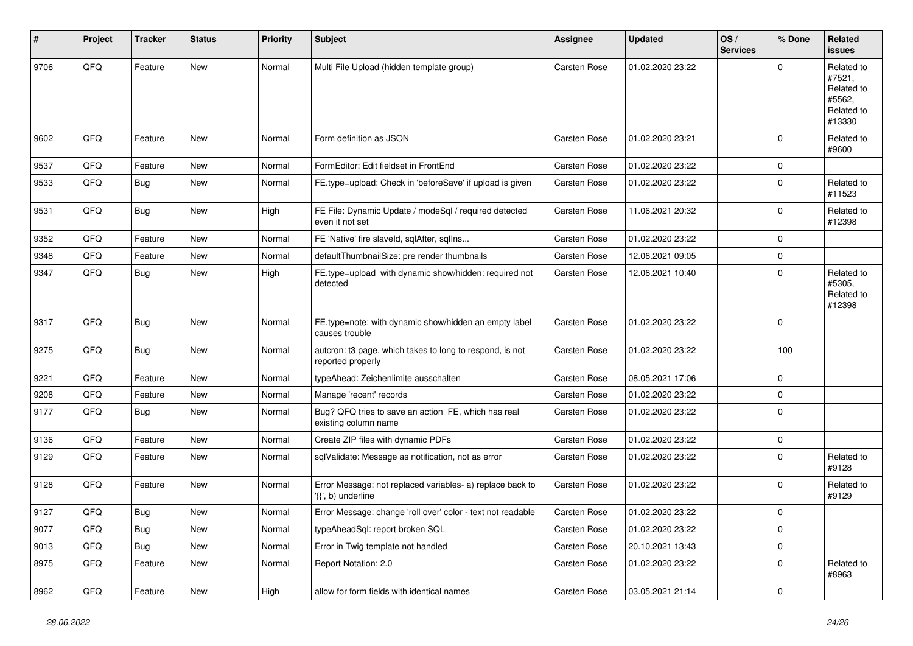| # | Project | Tracker | Status | Priority | Subject | Assignee | Updated | OS / Services | % Done | Related issues |
|---|---|---|---|---|---|---|---|---|---|---|
| 9706 | QFQ | Feature | New | Normal | Multi File Upload (hidden template group) | Carsten Rose | 01.02.2020 23:22 | | 0 | Related to #7521, Related to #5562, Related to #13330 |
| 9602 | QFQ | Feature | New | Normal | Form definition as JSON | Carsten Rose | 01.02.2020 23:21 | | 0 | Related to #9600 |
| 9537 | QFQ | Feature | New | Normal | FormEditor: Edit fieldset in FrontEnd | Carsten Rose | 01.02.2020 23:22 | | 0 | |
| 9533 | QFQ | Bug | New | Normal | FE.type=upload: Check in 'beforeSave' if upload is given | Carsten Rose | 01.02.2020 23:22 | | 0 | Related to #11523 |
| 9531 | QFQ | Bug | New | High | FE File: Dynamic Update / modeSql / required detected even it not set | Carsten Rose | 11.06.2021 20:32 | | 0 | Related to #12398 |
| 9352 | QFQ | Feature | New | Normal | FE 'Native' fire slaveId, sqlAfter, sqlIns... | Carsten Rose | 01.02.2020 23:22 | | 0 | |
| 9348 | QFQ | Feature | New | Normal | defaultThumbnailSize: pre render thumbnails | Carsten Rose | 12.06.2021 09:05 | | 0 | |
| 9347 | QFQ | Bug | New | High | FE.type=upload with dynamic show/hidden: required not detected | Carsten Rose | 12.06.2021 10:40 | | 0 | Related to #5305, Related to #12398 |
| 9317 | QFQ | Bug | New | Normal | FE.type=note: with dynamic show/hidden an empty label causes trouble | Carsten Rose | 01.02.2020 23:22 | | 0 | |
| 9275 | QFQ | Bug | New | Normal | autcron: t3 page, which takes to long to respond, is not reported properly | Carsten Rose | 01.02.2020 23:22 | | 100 | |
| 9221 | QFQ | Feature | New | Normal | typeAhead: Zeichenlimite ausschalten | Carsten Rose | 08.05.2021 17:06 | | 0 | |
| 9208 | QFQ | Feature | New | Normal | Manage 'recent' records | Carsten Rose | 01.02.2020 23:22 | | 0 | |
| 9177 | QFQ | Bug | New | Normal | Bug? QFQ tries to save an action FE, which has real existing column name | Carsten Rose | 01.02.2020 23:22 | | 0 | |
| 9136 | QFQ | Feature | New | Normal | Create ZIP files with dynamic PDFs | Carsten Rose | 01.02.2020 23:22 | | 0 | |
| 9129 | QFQ | Feature | New | Normal | sqlValidate: Message as notification, not as error | Carsten Rose | 01.02.2020 23:22 | | 0 | Related to #9128 |
| 9128 | QFQ | Feature | New | Normal | Error Message: not replaced variables- a) replace back to '{{', b) underline | Carsten Rose | 01.02.2020 23:22 | | 0 | Related to #9129 |
| 9127 | QFQ | Bug | New | Normal | Error Message: change 'roll over' color - text not readable | Carsten Rose | 01.02.2020 23:22 | | 0 | |
| 9077 | QFQ | Bug | New | Normal | typeAheadSql: report broken SQL | Carsten Rose | 01.02.2020 23:22 | | 0 | |
| 9013 | QFQ | Bug | New | Normal | Error in Twig template not handled | Carsten Rose | 20.10.2021 13:43 | | 0 | |
| 8975 | QFQ | Feature | New | Normal | Report Notation: 2.0 | Carsten Rose | 01.02.2020 23:22 | | 0 | Related to #8963 |
| 8962 | QFQ | Feature | New | High | allow for form fields with identical names | Carsten Rose | 03.05.2021 21:14 | | 0 | |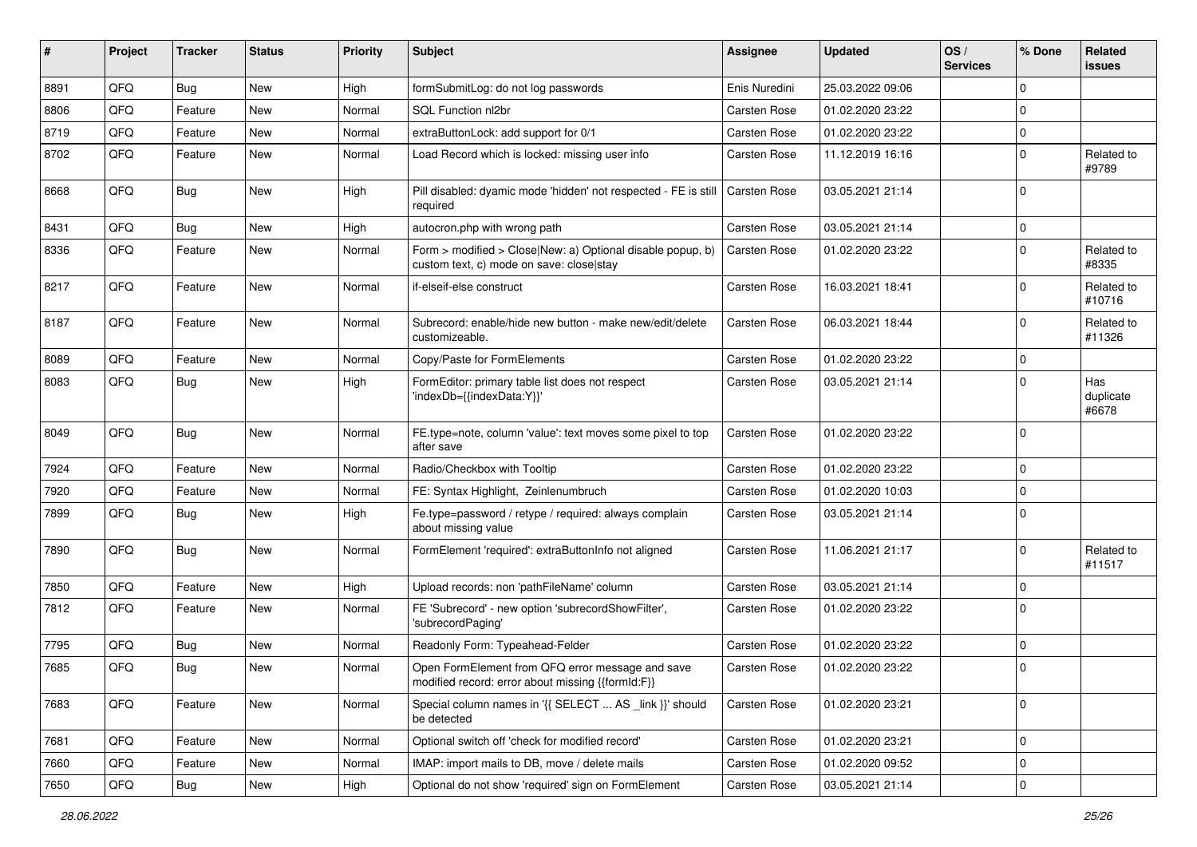| # | Project | Tracker | Status | Priority | Subject | Assignee | Updated | OS / Services | % Done | Related issues |
|---|---|---|---|---|---|---|---|---|---|---|
| 8891 | QFQ | Bug | New | High | formSubmitLog: do not log passwords | Enis Nuredini | 25.03.2022 09:06 | | 0 | |
| 8806 | QFQ | Feature | New | Normal | SQL Function nl2br | Carsten Rose | 01.02.2020 23:22 | | 0 | |
| 8719 | QFQ | Feature | New | Normal | extraButtonLock: add support for 0/1 | Carsten Rose | 01.02.2020 23:22 | | 0 | |
| 8702 | QFQ | Feature | New | Normal | Load Record which is locked: missing user info | Carsten Rose | 11.12.2019 16:16 | | 0 | Related to #9789 |
| 8668 | QFQ | Bug | New | High | Pill disabled: dyamic mode 'hidden' not respected - FE is still required | Carsten Rose | 03.05.2021 21:14 | | 0 | |
| 8431 | QFQ | Bug | New | High | autocron.php with wrong path | Carsten Rose | 03.05.2021 21:14 | | 0 | |
| 8336 | QFQ | Feature | New | Normal | Form > modified > Close\|New: a) Optional disable popup, b) custom text, c) mode on save: close\|stay | Carsten Rose | 01.02.2020 23:22 | | 0 | Related to #8335 |
| 8217 | QFQ | Feature | New | Normal | if-elseif-else construct | Carsten Rose | 16.03.2021 18:41 | | 0 | Related to #10716 |
| 8187 | QFQ | Feature | New | Normal | Subrecord: enable/hide new button - make new/edit/delete customizeable. | Carsten Rose | 06.03.2021 18:44 | | 0 | Related to #11326 |
| 8089 | QFQ | Feature | New | Normal | Copy/Paste for FormElements | Carsten Rose | 01.02.2020 23:22 | | 0 | |
| 8083 | QFQ | Bug | New | High | FormEditor: primary table list does not respect 'indexDb={{indexData:Y}}' | Carsten Rose | 03.05.2021 21:14 | | 0 | Has duplicate #6678 |
| 8049 | QFQ | Bug | New | Normal | FE.type=note, column 'value': text moves some pixel to top after save | Carsten Rose | 01.02.2020 23:22 | | 0 | |
| 7924 | QFQ | Feature | New | Normal | Radio/Checkbox with Tooltip | Carsten Rose | 01.02.2020 23:22 | | 0 | |
| 7920 | QFQ | Feature | New | Normal | FE: Syntax Highlight, Zeinlenumbruch | Carsten Rose | 01.02.2020 10:03 | | 0 | |
| 7899 | QFQ | Bug | New | High | Fe.type=password / retype / required: always complain about missing value | Carsten Rose | 03.05.2021 21:14 | | 0 | |
| 7890 | QFQ | Bug | New | Normal | FormElement 'required': extraButtonInfo not aligned | Carsten Rose | 11.06.2021 21:17 | | 0 | Related to #11517 |
| 7850 | QFQ | Feature | New | High | Upload records: non 'pathFileName' column | Carsten Rose | 03.05.2021 21:14 | | 0 | |
| 7812 | QFQ | Feature | New | Normal | FE 'Subrecord' - new option 'subrecordShowFilter', 'subrecordPaging' | Carsten Rose | 01.02.2020 23:22 | | 0 | |
| 7795 | QFQ | Bug | New | Normal | Readonly Form: Typeahead-Felder | Carsten Rose | 01.02.2020 23:22 | | 0 | |
| 7685 | QFQ | Bug | New | Normal | Open FormElement from QFQ error message and save modified record: error about missing {{formId:F}} | Carsten Rose | 01.02.2020 23:22 | | 0 | |
| 7683 | QFQ | Feature | New | Normal | Special column names in '{{ SELECT ... AS _link }}' should be detected | Carsten Rose | 01.02.2020 23:21 | | 0 | |
| 7681 | QFQ | Feature | New | Normal | Optional switch off 'check for modified record' | Carsten Rose | 01.02.2020 23:21 | | 0 | |
| 7660 | QFQ | Feature | New | Normal | IMAP: import mails to DB, move / delete mails | Carsten Rose | 01.02.2020 09:52 | | 0 | |
| 7650 | QFQ | Bug | New | High | Optional do not show 'required' sign on FormElement | Carsten Rose | 03.05.2021 21:14 | | 0 | |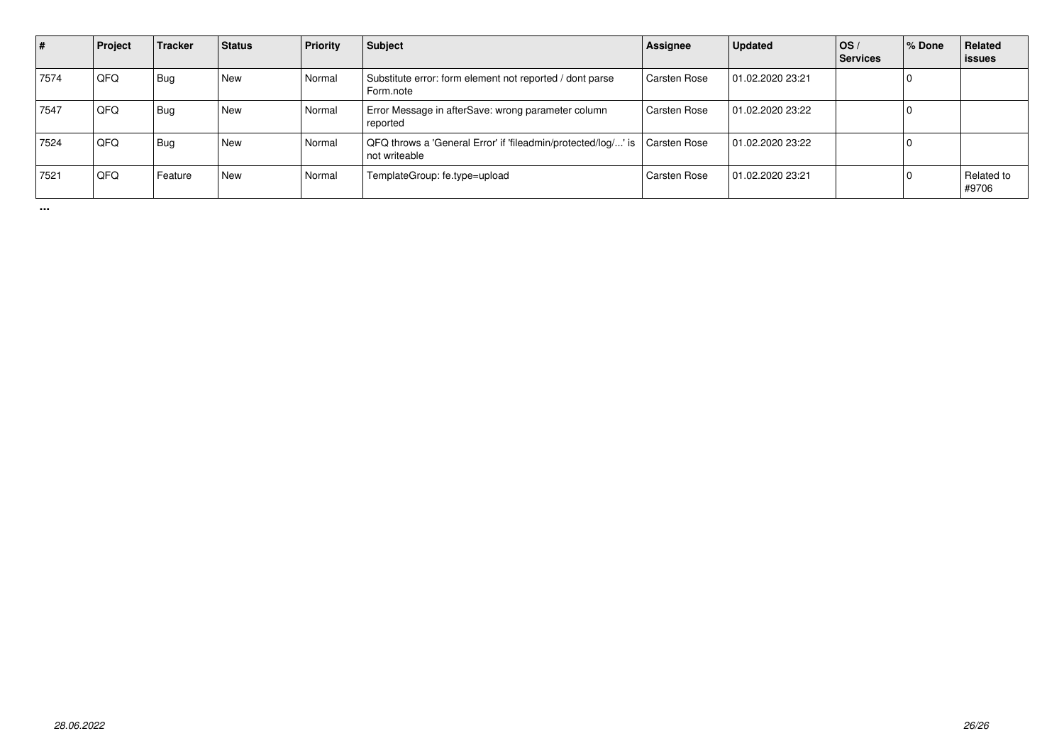| # | Project | Tracker | Status | Priority | Subject | Assignee | Updated | OS / Services | % Done | Related issues |
|---|---|---|---|---|---|---|---|---|---|---|
| 7574 | QFQ | Bug | New | Normal | Substitute error: form element not reported / dont parse Form.note | Carsten Rose | 01.02.2020 23:21 | | 0 | |
| 7547 | QFQ | Bug | New | Normal | Error Message in afterSave: wrong parameter column reported | Carsten Rose | 01.02.2020 23:22 | | 0 | |
| 7524 | QFQ | Bug | New | Normal | QFQ throws a 'General Error' if 'fileadmin/protected/log/...' is not writeable | Carsten Rose | 01.02.2020 23:22 | | 0 | |
| 7521 | QFQ | Feature | New | Normal | TemplateGroup: fe.type=upload | Carsten Rose | 01.02.2020 23:21 | | 0 | Related to #9706 |

**...**